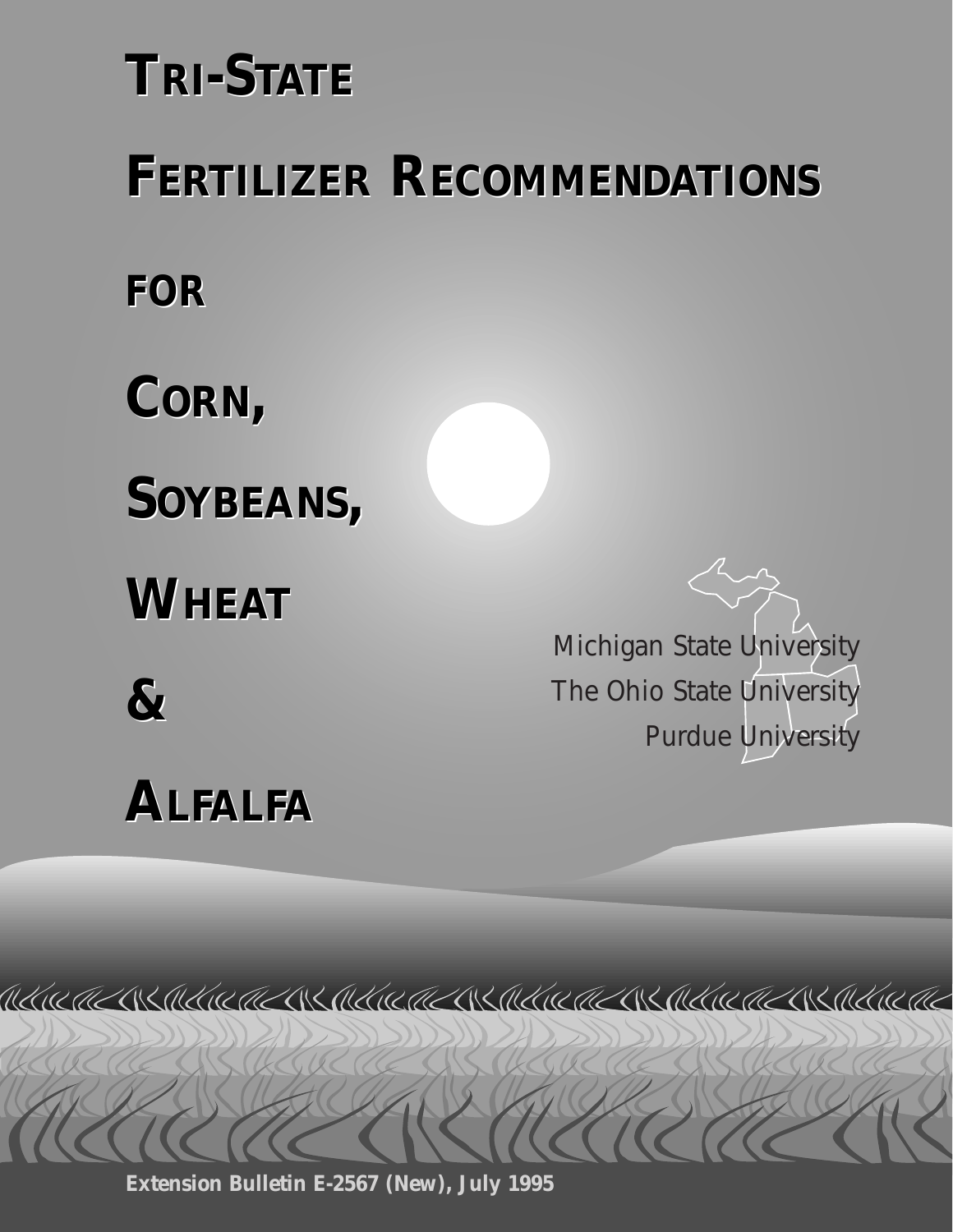# Tri-State Fertilizer Recommendations for Corn, Soybeans, Wheat & Alfalfa

Michigan State University

The Ohio State University

Purdue University

**Extension Bulletin E-2567 (New), July 1995**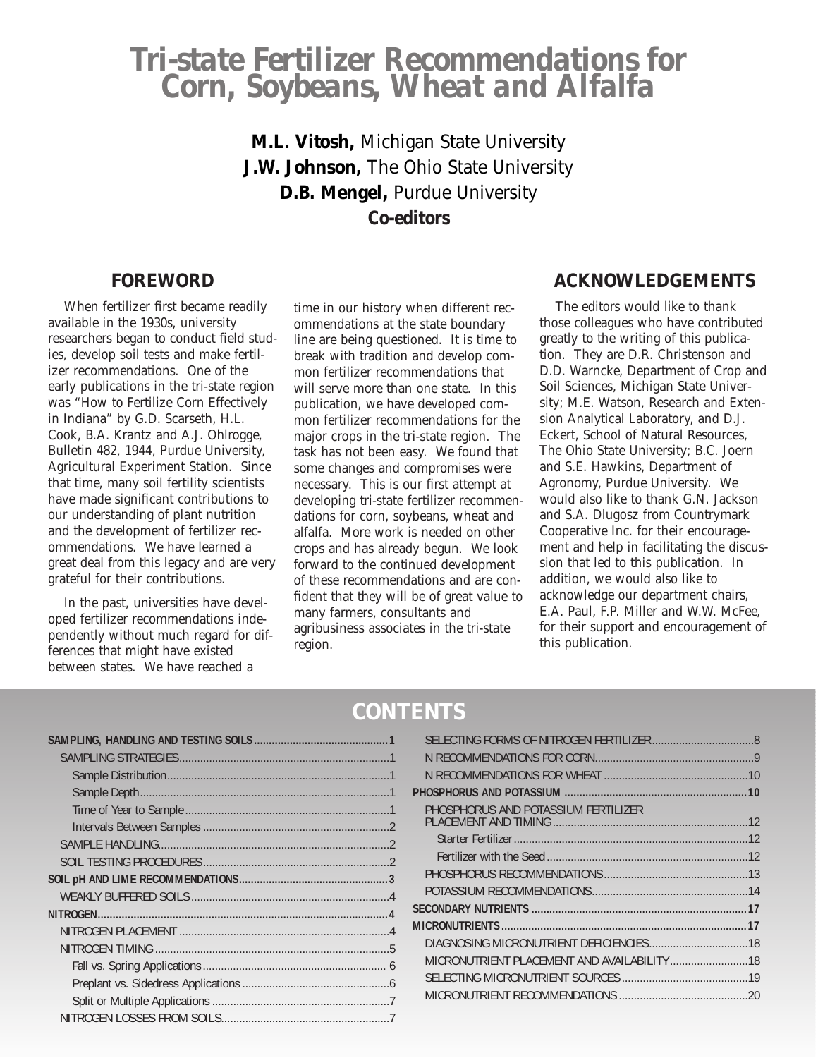# Tri-state Fertilizer Recommendations for Corn, Soybeans, Wheat and Alfalfa

**M.L. Vitosh,** Michigan State University
**J.W. Johnson,** The Ohio State University
**D.B. Mengel,** Purdue University
**Co-editors**

## FOREWORD

When fertilizer first became readily available in the 1930s, university researchers began to conduct field studies, develop soil tests and make fertilizer recommendations. One of the early publications in the tri-state region was "How to Fertilize Corn Effectively in Indiana" by G.D. Scarseth, H.L. Cook, B.A. Krantz and A.J. Ohlrogge, Bulletin 482, 1944, Purdue University, Agricultural Experiment Station. Since that time, many soil fertility scientists have made significant contributions to our understanding of plant nutrition and the development of fertilizer recommendations. We have learned a great deal from this legacy and are very grateful for their contributions.

In the past, universities have developed fertilizer recommendations independently without much regard for differences that might have existed between states. We have reached a time in our history when different recommendations at the state boundary line are being questioned. It is time to break with tradition and develop common fertilizer recommendations that will serve more than one state. In this publication, we have developed common fertilizer recommendations for the major crops in the tri-state region. The task has not been easy. We found that some changes and compromises were necessary. This is our first attempt at developing tri-state fertilizer recommendations for corn, soybeans, wheat and alfalfa. More work is needed on other crops and has already begun. We look forward to the continued development of these recommendations and are confident that they will be of great value to many farmers, consultants and agribusiness associates in the tri-state region.

## ACKNOWLEDGEMENTS

The editors would like to thank those colleagues who have contributed greatly to the writing of this publication. They are D.R. Christenson and D.D. Warncke, Department of Crop and Soil Sciences, Michigan State University; M.E. Watson, Research and Extension Analytical Laboratory, and D.J. Eckert, School of Natural Resources, The Ohio State University; B.C. Joern and S.E. Hawkins, Department of Agronomy, Purdue University. We would also like to thank G.N. Jackson and S.A. Dlugosz from Countrymark Cooperative Inc. for their encouragement and help in facilitating the discussion that led to this publication. In addition, we would also like to acknowledge our department chairs, E.A. Paul, F.P. Miller and W.W. McFee, for their support and encouragement of this publication.

## CONTENTS

- **SAMPLING, HANDLING AND TESTING SOILS** ... 1
  - SAMPLING STRATEGIES ... 1
    - Sample Distribution ... 1
    - Sample Depth ... 1
    - Time of Year to Sample ... 1
    - Intervals Between Samples ... 2
  - SAMPLE HANDLING ... 2
  - SOIL TESTING PROCEDURES ... 2
- **SOIL pH AND LIME RECOMMENDATIONS** ... 3
  - WEAKLY BUFFERED SOILS ... 4
- **NITROGEN** ... 4
  - NITROGEN PLACEMENT ... 4
  - NITROGEN TIMING ... 5
    - Fall vs. Spring Applications ... 6
    - Preplant vs. Sidedress Applications ... 6
    - Split or Multiple Applications ... 7
  - NITROGEN LOSSES FROM SOILS ... 7
  - SELECTING FORMS OF NITROGEN FERTILIZER ... 8
  - N RECOMMENDATIONS FOR CORN ... 9
  - N RECOMMENDATIONS FOR WHEAT ... 10
- **PHOSPHORUS AND POTASSIUM** ... 10
  - PHOSPHORUS AND POTASSIUM FERTILIZER PLACEMENT AND TIMING ... 12
    - Starter Fertilizer ... 12
    - Fertilizer with the Seed ... 12
  - PHOSPHORUS RECOMMENDATIONS ... 13
  - POTASSIUM RECOMMENDATIONS ... 14
- **SECONDARY NUTRIENTS** ... 17
- **MICRONUTRIENTS** ... 17
  - DIAGNOSING MICRONUTRIENT DEFICIENCIES ... 18
  - MICRONUTRIENT PLACEMENT AND AVAILABILITY ... 18
  - SELECTING MICRONUTRIENT SOURCES ... 19
  - MICRONUTRIENT RECOMMENDATIONS ... 20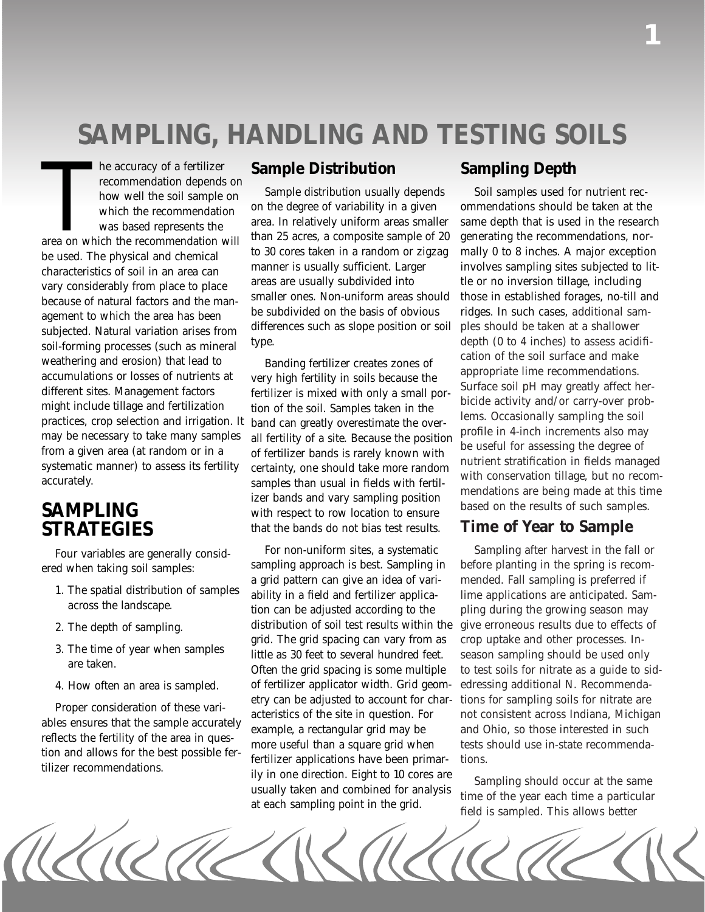// Title on this page is large, and number "1" is a chapter number; omit.

# SAMPLING, HANDLING AND TESTING SOILS

The accuracy of a fertilizer recommendation depends on how well the soil sample on which the recommendation was based represents the area on which the recommendation will be used. The physical and chemical characteristics of soil in an area can vary considerably from place to place because of natural factors and the management to which the area has been subjected. Natural variation arises from soil-forming processes (such as mineral weathering and erosion) that lead to accumulations or losses of nutrients at different sites. Management factors might include tillage and fertilization practices, crop selection and irrigation. It may be necessary to take many samples from a given area (at random or in a systematic manner) to assess its fertility accurately.

## SAMPLING STRATEGIES

Four variables are generally considered when taking soil samples:

1. The spatial distribution of samples across the landscape.
2. The depth of sampling.
3. The time of year when samples are taken.
4. How often an area is sampled.

Proper consideration of these variables ensures that the sample accurately reflects the fertility of the area in question and allows for the best possible fertilizer recommendations.

### Sample Distribution

Sample distribution usually depends on the degree of variability in a given area. In relatively uniform areas smaller than 25 acres, a composite sample of 20 to 30 cores taken in a random or zigzag manner is usually sufficient. Larger areas are usually subdivided into smaller ones. Non-uniform areas should be subdivided on the basis of obvious differences such as slope position or soil type.

Banding fertilizer creates zones of very high fertility in soils because the fertilizer is mixed with only a small portion of the soil. Samples taken in the band can greatly overestimate the overall fertility of a site. Because the position of fertilizer bands is rarely known with certainty, one should take more random samples than usual in fields with fertilizer bands and vary sampling position with respect to row location to ensure that the bands do not bias test results.

For non-uniform sites, a systematic sampling approach is best. Sampling in a grid pattern can give an idea of variability in a field and fertilizer application can be adjusted according to the distribution of soil test results within the grid. The grid spacing can vary from as little as 30 feet to several hundred feet. Often the grid spacing is some multiple of fertilizer applicator width. Grid geometry can be adjusted to account for characteristics of the site in question. For example, a rectangular grid may be more useful than a square grid when fertilizer applications have been primarily in one direction. Eight to 10 cores are usually taken and combined for analysis at each sampling point in the grid.

### Sampling Depth

Soil samples used for nutrient recommendations should be taken at the same depth that is used in the research generating the recommendations, normally 0 to 8 inches. A major exception involves sampling sites subjected to little or no inversion tillage, including those in established forages, no-till and ridges. In such cases, additional samples should be taken at a shallower depth (0 to 4 inches) to assess acidification of the soil surface and make appropriate lime recommendations. Surface soil pH may greatly affect herbicide activity and/or carry-over problems. Occasionally sampling the soil profile in 4-inch increments also may be useful for assessing the degree of nutrient stratification in fields managed with conservation tillage, but no recommendations are being made at this time based on the results of such samples.

### Time of Year to Sample

Sampling after harvest in the fall or before planting in the spring is recommended. Fall sampling is preferred if lime applications are anticipated. Sampling during the growing season may give erroneous results due to effects of crop uptake and other processes. In-season sampling should be used only to test soils for nitrate as a guide to sidedressing additional N. Recommendations for sampling soils for nitrate are not consistent across Indiana, Michigan and Ohio, so those interested in such tests should use in-state recommendations.

Sampling should occur at the same time of the year each time a particular field is sampled. This allows better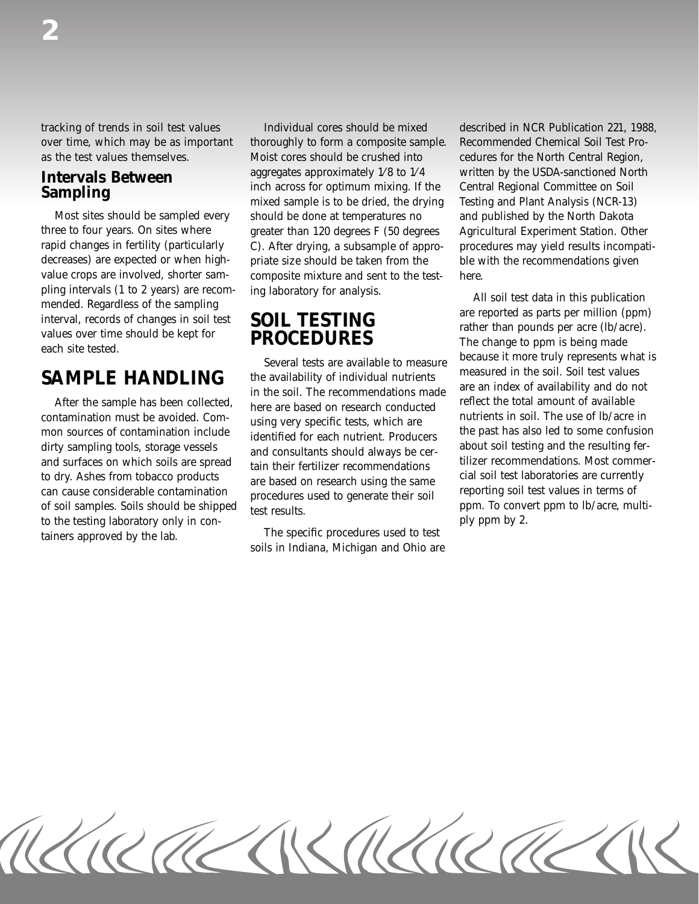tracking of trends in soil test values over time, which may be as important as the test values themselves.

### Intervals Between Sampling

Most sites should be sampled every three to four years. On sites where rapid changes in fertility (particularly decreases) are expected or when high-value crops are involved, shorter sampling intervals (1 to 2 years) are recommended. Regardless of the sampling interval, records of changes in soil test values over time should be kept for each site tested.

## SAMPLE HANDLING

After the sample has been collected, contamination must be avoided. Common sources of contamination include dirty sampling tools, storage vessels and surfaces on which soils are spread to dry. Ashes from tobacco products can cause considerable contamination of soil samples. Soils should be shipped to the testing laboratory only in containers approved by the lab.

Individual cores should be mixed thoroughly to form a composite sample. Moist cores should be crushed into aggregates approximately 1⁄8 to 1⁄4 inch across for optimum mixing. If the mixed sample is to be dried, the drying should be done at temperatures no greater than 120 degrees F (50 degrees C). After drying, a subsample of appropriate size should be taken from the composite mixture and sent to the testing laboratory for analysis.

## SOIL TESTING PROCEDURES

Several tests are available to measure the availability of individual nutrients in the soil. The recommendations made here are based on research conducted using very specific tests, which are identified for each nutrient. Producers and consultants should always be certain their fertilizer recommendations are based on research using the same procedures used to generate their soil test results.

The specific procedures used to test soils in Indiana, Michigan and Ohio are described in NCR Publication 221, 1988, Recommended Chemical Soil Test Procedures for the North Central Region, written by the USDA-sanctioned North Central Regional Committee on Soil Testing and Plant Analysis (NCR-13) and published by the North Dakota Agricultural Experiment Station. Other procedures may yield results incompatible with the recommendations given here.

All soil test data in this publication are reported as parts per million (ppm) rather than pounds per acre (lb/acre). The change to ppm is being made because it more truly represents what is measured in the soil. Soil test values are an index of availability and do not reflect the total amount of available nutrients in soil. The use of lb/acre in the past has also led to some confusion about soil testing and the resulting fertilizer recommendations. Most commercial soil test laboratories are currently reporting soil test values in terms of ppm. To convert ppm to lb/acre, multiply ppm by 2.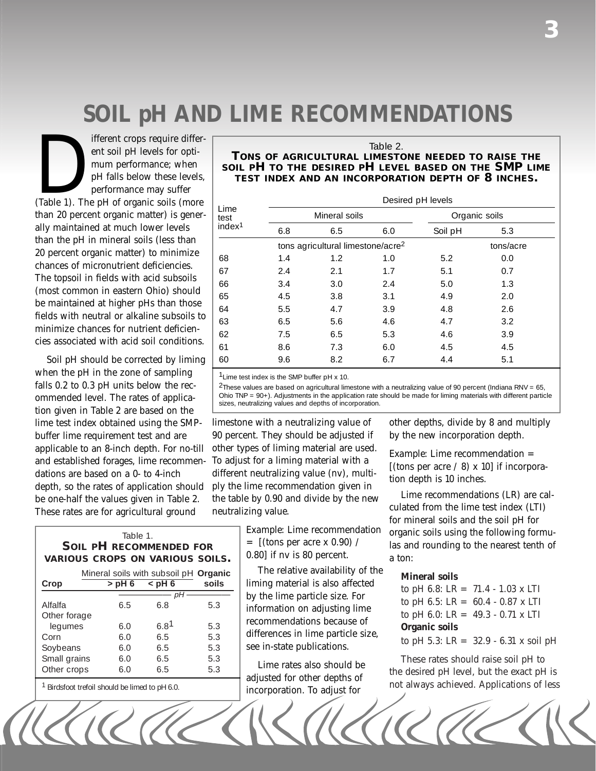# SOIL pH AND LIME RECOMMENDATIONS

Different crops require different soil pH levels for optimum performance; when pH falls below these levels, performance may suffer (Table 1). The pH of organic soils (more than 20 percent organic matter) is generally maintained at much lower levels than the pH in mineral soils (less than 20 percent organic matter) to minimize chances of micronutrient deficiencies. The topsoil in fields with acid subsoils (most common in eastern Ohio) should be maintained at higher pHs than those fields with neutral or alkaline subsoils to minimize chances for nutrient deficiencies associated with acid soil conditions.

Soil pH should be corrected by liming when the pH in the zone of sampling falls 0.2 to 0.3 pH units below the recommended level. The rates of application given in Table 2 are based on the lime test index obtained using the SMP-buffer lime requirement test and are applicable to an 8-inch depth. For no-till and established forages, lime recommendations are based on a 0- to 4-inch depth, so the rates of application should be one-half the values given in Table 2. These rates are for agricultural ground limestone with a neutralizing value of 90 percent. They should be adjusted if other types of liming material are used. To adjust for a liming material with a different neutralizing value (nv), multiply the lime recommendation given in the table by 0.90 and divide by the new neutralizing value.

Example: Lime recommendation = [(tons per acre x 0.90) / 0.80] if nv is 80 percent.

The relative availability of the liming material is also affected by the lime particle size. For information on adjusting lime recommendations because of differences in lime particle size, see in-state publications.

Lime rates also should be adjusted for other depths of incorporation. To adjust for other depths, divide by 8 and multiply by the new incorporation depth.

Example: Lime recommendation = [(tons per acre / 8) x 10] if incorporation depth is 10 inches.

Lime recommendations (LR) are calculated from the lime test index (LTI) for mineral soils and the soil pH for organic soils using the following formulas and rounding to the nearest tenth of a ton:

**Mineral soils**

to pH 6.8: LR = 71.4 - 1.03 x LTI

to pH 6.5: LR = 60.4 - 0.87 x LTI

to pH 6.0: LR = 49.3 - 0.71 x LTI

**Organic soils**

to pH 5.3: LR = 32.9 - 6.31 x soil pH

These rates should raise soil pH to the desired pH level, but the exact pH is not always achieved. Applications of less

Table 1.
**SOIL pH RECOMMENDED FOR VARIOUS CROPS ON VARIOUS SOILS.**

| Crop | Mineral soils with subsoil pH > pH 6 | Mineral soils with subsoil pH < pH 6 | Organic soils |
|---|---|---|---|
| | pH | | |
| Alfalfa | 6.5 | 6.8 | 5.3 |
| Other forage legumes | 6.0 | 6.8[1] | 5.3 |
| Corn | 6.0 | 6.5 | 5.3 |
| Soybeans | 6.0 | 6.5 | 5.3 |
| Small grains | 6.0 | 6.5 | 5.3 |
| Other crops | 6.0 | 6.5 | 5.3 |

[1] Birdsfoot trefoil should be limed to pH 6.0.

Table 2.
**TONS OF AGRICULTURAL LIMESTONE NEEDED TO RAISE THE SOIL pH TO THE DESIRED pH LEVEL BASED ON THE SMP LIME TEST INDEX AND AN INCORPORATION DEPTH OF 8 INCHES.**

| Lime test index[1] | Desired pH levels | | | | |
|---|---|---|---|---|---|
| | Mineral soils | | | Organic soils | |
| | 6.8 | 6.5 | 6.0 | Soil pH | 5.3 |
| | tons agricultural limestone/acre[2] | | | | tons/acre |
| 68 | 1.4 | 1.2 | 1.0 | 5.2 | 0.0 |
| 67 | 2.4 | 2.1 | 1.7 | 5.1 | 0.7 |
| 66 | 3.4 | 3.0 | 2.4 | 5.0 | 1.3 |
| 65 | 4.5 | 3.8 | 3.1 | 4.9 | 2.0 |
| 64 | 5.5 | 4.7 | 3.9 | 4.8 | 2.6 |
| 63 | 6.5 | 5.6 | 4.6 | 4.7 | 3.2 |
| 62 | 7.5 | 6.5 | 5.3 | 4.6 | 3.9 |
| 61 | 8.6 | 7.3 | 6.0 | 4.5 | 4.5 |
| 60 | 9.6 | 8.2 | 6.7 | 4.4 | 5.1 |

[1] Lime test index is the SMP buffer pH x 10.

[2] These values are based on agricultural limestone with a neutralizing value of 90 percent (Indiana RNV = 65, Ohio TNP = 90+). Adjustments in the application rate should be made for liming materials with different particle sizes, neutralizing values and depths of incorporation.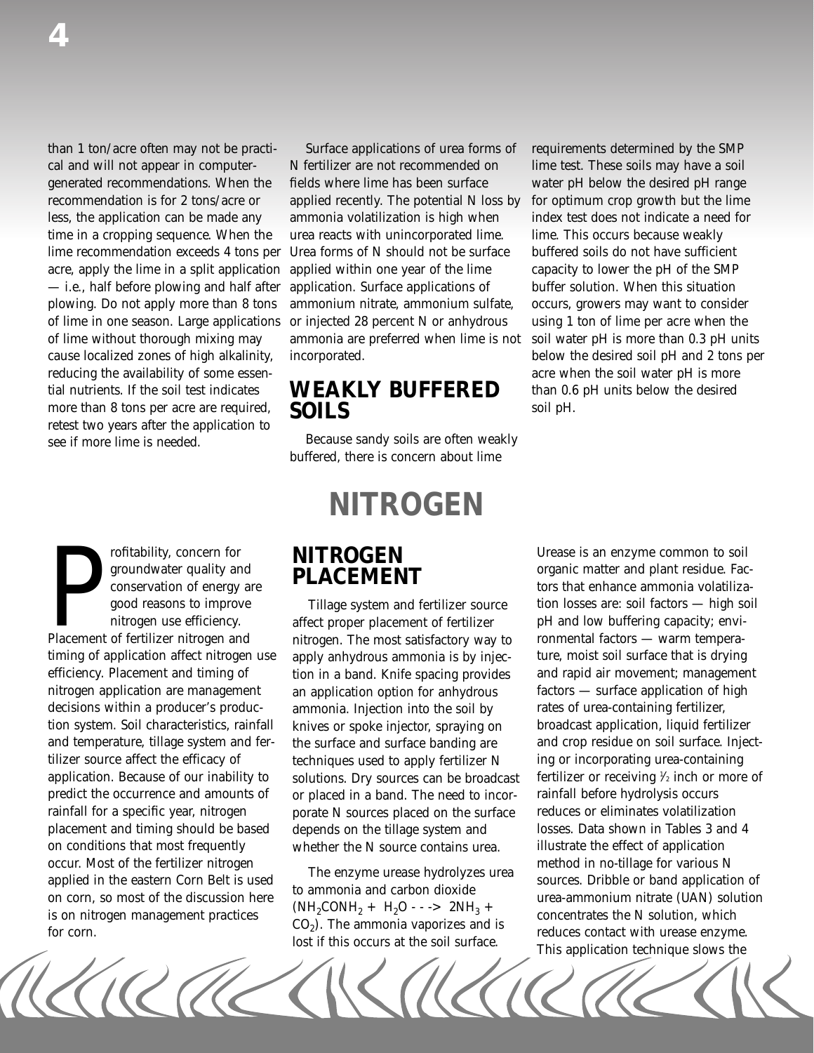than 1 ton/acre often may not be practical and will not appear in computer-generated recommendations. When the recommendation is for 2 tons/acre or less, the application can be made any time in a cropping sequence. When the lime recommendation exceeds 4 tons per acre, apply the lime in a split application — i.e., half before plowing and half after plowing. Do not apply more than 8 tons of lime in one season. Large applications of lime without thorough mixing may cause localized zones of high alkalinity, reducing the availability of some essential nutrients. If the soil test indicates more than 8 tons per acre are required, retest two years after the application to see if more lime is needed.

Surface applications of urea forms of N fertilizer are not recommended on fields where lime has been surface applied recently. The potential N loss by ammonia volatilization is high when urea reacts with unincorporated lime. Urea forms of N should not be surface applied within one year of the lime application. Surface applications of ammonium nitrate, ammonium sulfate, or injected 28 percent N or anhydrous ammonia are preferred when lime is not incorporated.

## WEAKLY BUFFERED SOILS

Because sandy soils are often weakly buffered, there is concern about lime requirements determined by the SMP lime test. These soils may have a soil water pH below the desired pH range for optimum crop growth but the lime index test does not indicate a need for lime. This occurs because weakly buffered soils do not have sufficient capacity to lower the pH of the SMP buffer solution. When this situation occurs, growers may want to consider using 1 ton of lime per acre when the soil water pH is more than 0.3 pH units below the desired soil pH and 2 tons per acre when the soil water pH is more than 0.6 pH units below the desired soil pH.

# NITROGEN

Profitability, concern for groundwater quality and conservation of energy are good reasons to improve nitrogen use efficiency. Placement of fertilizer nitrogen and timing of application affect nitrogen use efficiency. Placement and timing of nitrogen application are management decisions within a producer's production system. Soil characteristics, rainfall and temperature, tillage system and fertilizer source affect the efficacy of application. Because of our inability to predict the occurrence and amounts of rainfall for a specific year, nitrogen placement and timing should be based on conditions that most frequently occur. Most of the fertilizer nitrogen applied in the eastern Corn Belt is used on corn, so most of the discussion here is on nitrogen management practices for corn.

## NITROGEN PLACEMENT

Tillage system and fertilizer source affect proper placement of fertilizer nitrogen. The most satisfactory way to apply anhydrous ammonia is by injection in a band. Knife spacing provides an application option for anhydrous ammonia. Injection into the soil by knives or spoke injector, spraying on the surface and surface banding are techniques used to apply fertilizer N solutions. Dry sources can be broadcast or placed in a band. The need to incorporate N sources placed on the surface depends on the tillage system and whether the N source contains urea.

The enzyme urease hydrolyzes urea to ammonia and carbon dioxide ($NH_2CONH_2$ + $H_2O$ - - -> $2NH_3$ + $CO_2$). The ammonia vaporizes and is lost if this occurs at the soil surface. Urease is an enzyme common to soil organic matter and plant residue. Factors that enhance ammonia volatilization losses are: soil factors — high soil pH and low buffering capacity; environmental factors — warm temperature, moist soil surface that is drying and rapid air movement; management factors — surface application of high rates of urea-containing fertilizer, broadcast application, liquid fertilizer and crop residue on soil surface. Injecting or incorporating urea-containing fertilizer or receiving ½ inch or more of rainfall before hydrolysis occurs reduces or eliminates volatilization losses. Data shown in Tables 3 and 4 illustrate the effect of application method in no-tillage for various N sources. Dribble or band application of urea-ammonium nitrate (UAN) solution concentrates the N solution, which reduces contact with urease enzyme. This application technique slows the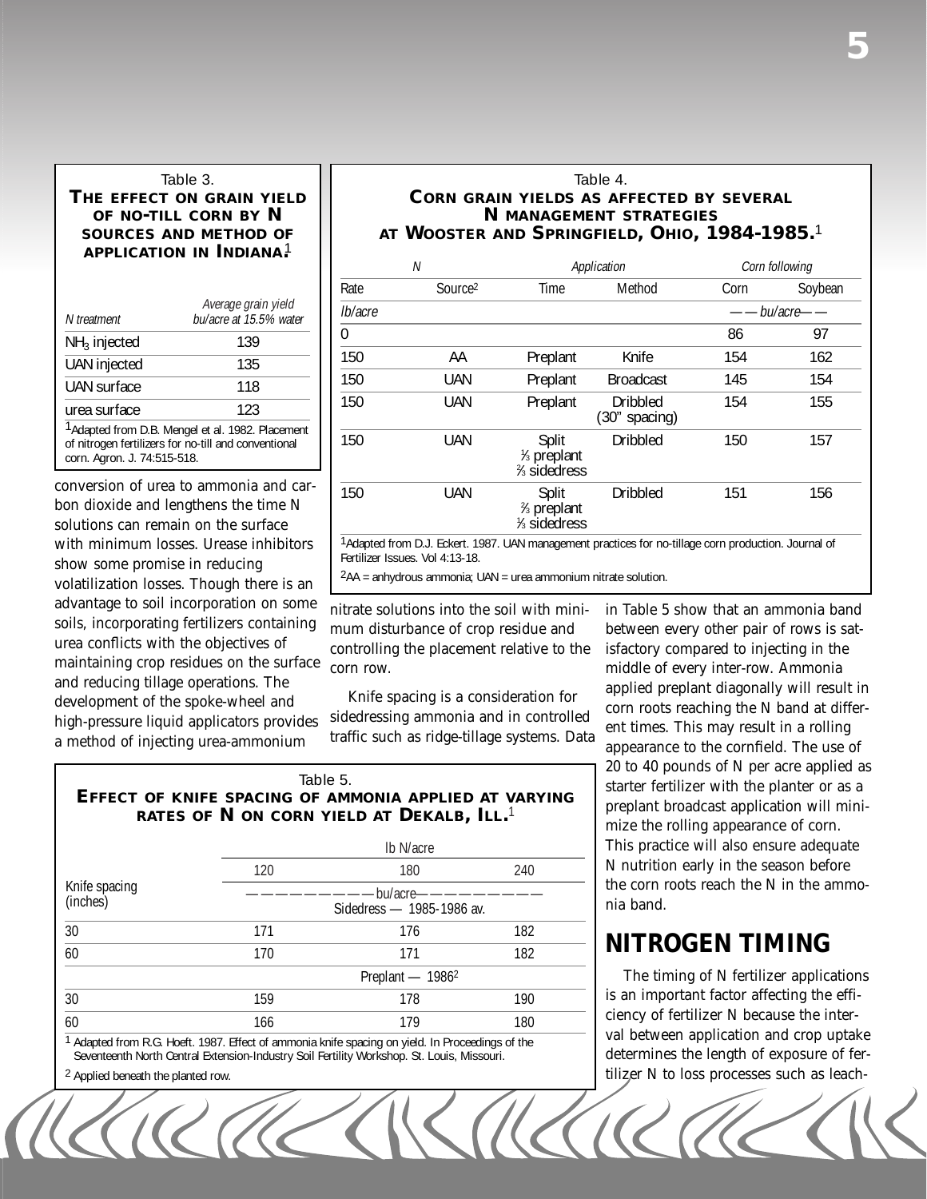Table 3.
**THE EFFECT ON GRAIN YIELD OF NO-TILL CORN BY N SOURCES AND METHOD OF APPLICATION IN INDIANA.**[1]

| *N treatment* | *Average grain yield bu/acre at 15.5% water* |
|---|---|
| $NH_3$ injected | 139 |
| UAN injected | 135 |
| UAN surface | 118 |
| urea surface | 123 |

[1]Adapted from D.B. Mengel et al. 1982. Placement of nitrogen fertilizers for no-till and conventional corn. Agron. J. 74:515-518.

conversion of urea to ammonia and carbon dioxide and lengthens the time N solutions can remain on the surface with minimum losses. Urease inhibitors show some promise in reducing volatilization losses. Though there is an advantage to soil incorporation on some soils, incorporating fertilizers containing urea conflicts with the objectives of maintaining crop residues on the surface and reducing tillage operations. The development of the spoke-wheel and high-pressure liquid applicators provides a method of injecting urea-ammonium nitrate solutions into the soil with minimum disturbance of crop residue and controlling the placement relative to the corn row.

Table 4.
**CORN GRAIN YIELDS AS AFFECTED BY SEVERAL N MANAGEMENT STRATEGIES AT WOOSTER AND SPRINGFIELD, OHIO, 1984-1985.**[1]

| *N* | | *Application* | | *Corn following* | |
|---|---|---|---|---|---|
| Rate | Source[2] | Time | Method | Corn | Soybean |
| *lb/acre* | | | | — — *bu/acre*— — | |
| 0 | | | | 86 | 97 |
| 150 | AA | Preplant | Knife | 154 | 162 |
| 150 | UAN | Preplant | Broadcast | 145 | 154 |
| 150 | UAN | Preplant | Dribbled (30" spacing) | 154 | 155 |
| 150 | UAN | Split ⅓ preplant ⅔ sidedress | Dribbled | 150 | 157 |
| 150 | UAN | Split ⅔ preplant ⅓ sidedress | Dribbled | 151 | 156 |

[1]Adapted from D.J. Eckert. 1987. UAN management practices for no-tillage corn production. Journal of Fertilizer Issues. Vol 4:13-18.

[2]AA = anhydrous ammonia; UAN = urea ammonium nitrate solution.

Knife spacing is a consideration for sidedressing ammonia and in controlled traffic such as ridge-tillage systems. Data in Table 5 show that an ammonia band between every other pair of rows is satisfactory compared to injecting in the middle of every inter-row. Ammonia applied preplant diagonally will result in corn roots reaching the N band at different times. This may result in a rolling appearance to the cornfield. The use of 20 to 40 pounds of N per acre applied as starter fertilizer with the planter or as a preplant broadcast application will minimize the rolling appearance of corn. This practice will also ensure adequate N nutrition early in the season before the corn roots reach the N in the ammonia band.

Table 5.
**EFFECT OF KNIFE SPACING OF AMMONIA APPLIED AT VARYING RATES OF N ON CORN YIELD AT DEKALB, ILL.**[1]

| | lb N/acre | | |
|---|---|---|---|
| Knife spacing (inches) | 120 | 180 | 240 |
| | — bu/acre — Sidedress — 1985-1986 av. | | |
| 30 | 171 | 176 | 182 |
| 60 | 170 | 171 | 182 |
| | Preplant — 1986[2] | | |
| 30 | 159 | 178 | 190 |
| 60 | 166 | 179 | 180 |

[1] Adapted from R.G. Hoeft. 1987. Effect of ammonia knife spacing on yield. In Proceedings of the Seventeenth North Central Extension-Industry Soil Fertility Workshop. St. Louis, Missouri.

[2] Applied beneath the planted row.

## NITROGEN TIMING

The timing of N fertilizer applications is an important factor affecting the efficiency of fertilizer N because the interval between application and crop uptake determines the length of exposure of fertilizer N to loss processes such as leach-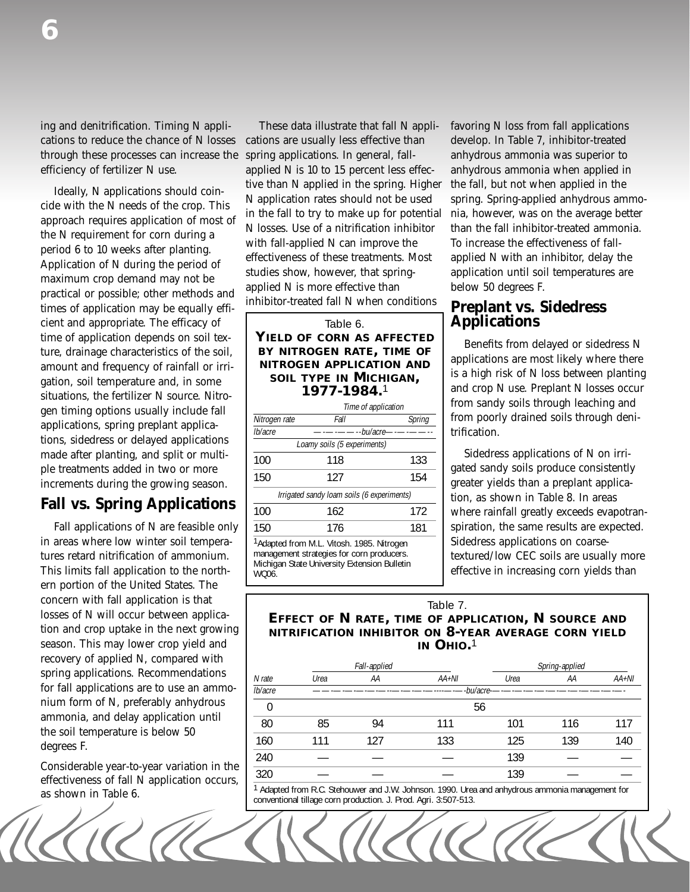ing and denitrification. Timing N applications to reduce the chance of N losses through these processes can increase the efficiency of fertilizer N use.

Ideally, N applications should coincide with the N needs of the crop. This approach requires application of most of the N requirement for corn during a period 6 to 10 weeks after planting. Application of N during the period of maximum crop demand may not be practical or possible; other methods and times of application may be equally efficient and appropriate. The efficacy of time of application depends on soil texture, drainage characteristics of the soil, amount and frequency of rainfall or irrigation, soil temperature and, in some situations, the fertilizer N source. Nitrogen timing options usually include fall applications, spring preplant applications, sidedress or delayed applications made after planting, and split or multiple treatments added in two or more increments during the growing season.

## Fall vs. Spring Applications

Fall applications of N are feasible only in areas where low winter soil temperatures retard nitrification of ammonium. This limits fall application to the northern portion of the United States. The concern with fall application is that losses of N will occur between application and crop uptake in the next growing season. This may lower crop yield and recovery of applied N, compared with spring applications. Recommendations for fall applications are to use an ammonium form of N, preferably anhydrous ammonia, and delay application until the soil temperature is below 50 degrees F.

Considerable year-to-year variation in the effectiveness of fall N application occurs, as shown in Table 6.

Table 6.
**Yield of corn as affected by nitrogen rate, time of nitrogen application and soil type in Michigan, 1977-1984.**[1]

| Nitrogen rate | Time of application | |
|---|---|---|
| | Fall | Spring |
| lb/acre | bu/acre | |
| Loamy soils (5 experiments) | | |
| 100 | 118 | 133 |
| 150 | 127 | 154 |
| Irrigated sandy loam soils (6 experiments) | | |
| 100 | 162 | 172 |
| 150 | 176 | 181 |

[1]Adapted from M.L. Vitosh. 1985. Nitrogen management strategies for corn producers. Michigan State University Extension Bulletin WQ06.

These data illustrate that fall N applications are usually less effective than spring applications. In general, fall-applied N is 10 to 15 percent less effective than N applied in the spring. Higher N application rates should not be used in the fall to try to make up for potential N losses. Use of a nitrification inhibitor with fall-applied N can improve the effectiveness of these treatments. Most studies show, however, that spring-applied N is more effective than inhibitor-treated fall N when conditions favoring N loss from fall applications develop. In Table 7, inhibitor-treated anhydrous ammonia was superior to anhydrous ammonia when applied in the fall, but not when applied in the spring. Spring-applied anhydrous ammonia, however, was on the average better than the fall inhibitor-treated ammonia. To increase the effectiveness of fall-applied N with an inhibitor, delay the application until soil temperatures are below 50 degrees F.

Table 7.
**Effect of N rate, time of application, N source and nitrification inhibitor on 8-year average corn yield in Ohio.**[1]

| N rate | Fall-applied | | | Spring-applied | | |
|---|---|---|---|---|---|---|
| | Urea | AA | AA+NI | Urea | AA | AA+NI |
| lb/acre | bu/acre | | | | | |
| 0 | 56 | | | | | |
| 80 | 85 | 94 | 111 | 101 | 116 | 117 |
| 160 | 111 | 127 | 133 | 125 | 139 | 140 |
| 240 | — | — | — | 139 | — | — |
| 320 | — | — | — | 139 | — | — |

[1] Adapted from R.C. Stehouwer and J.W. Johnson. 1990. Urea and anhydrous ammonia management for conventional tillage corn production. J. Prod. Agri. 3:507-513.

## Preplant vs. Sidedress Applications

Benefits from delayed or sidedress N applications are most likely where there is a high risk of N loss between planting and crop N use. Preplant N losses occur from sandy soils through leaching and from poorly drained soils through denitrification.

Sidedress applications of N on irrigated sandy soils produce consistently greater yields than a preplant application, as shown in Table 8. In areas where rainfall greatly exceeds evapotranspiration, the same results are expected. Sidedress applications on coarse-textured/low CEC soils are usually more effective in increasing corn yields than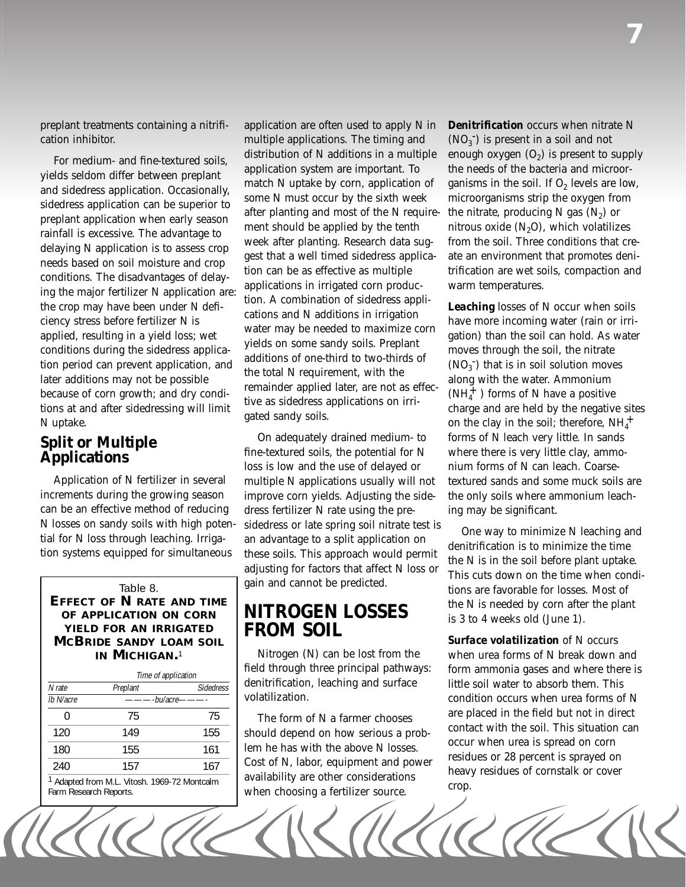preplant treatments containing a nitrification inhibitor.

For medium- and fine-textured soils, yields seldom differ between preplant and sidedress application. Occasionally, sidedress application can be superior to preplant application when early season rainfall is excessive. The advantage to delaying N application is to assess crop needs based on soil moisture and crop conditions. The disadvantages of delaying the major fertilizer N application are: the crop may have been under N deficiency stress before fertilizer N is applied, resulting in a yield loss; wet conditions during the sidedress application period can prevent application, and later additions may not be possible because of corn growth; and dry conditions at and after sidedressing will limit N uptake.

## Split or Multiple Applications

Application of N fertilizer in several increments during the growing season can be an effective method of reducing N losses on sandy soils with high potential for N loss through leaching. Irrigation systems equipped for simultaneous application are often used to apply N in multiple applications. The timing and distribution of N additions in a multiple application system are important. To match N uptake by corn, application of some N must occur by the sixth week after planting and most of the N requirement should be applied by the tenth week after planting. Research data suggest that a well timed sidedress application can be as effective as multiple applications in irrigated corn production. A combination of sidedress applications and N additions in irrigation water may be needed to maximize corn yields on some sandy soils. Preplant additions of one-third to two-thirds of the total N requirement, with the remainder applied later, are not as effective as sidedress applications on irrigated sandy soils.

Table 8.
**EFFECT OF N RATE AND TIME OF APPLICATION ON CORN YIELD FOR AN IRRIGATED MCBRIDE SANDY LOAM SOIL IN MICHIGAN.**[1]

| N rate | Time of application | |
|---|---|---|
| | *Preplant* | *Sidedress* |
| *lb N/acre* | *-bu/acre-* | |
| 0 | 75 | 75 |
| 120 | 149 | 155 |
| 180 | 155 | 161 |
| 240 | 157 | 167 |

[1] Adapted from M.L. Vitosh. 1969-72 Montcalm Farm Research Reports.

On adequately drained medium- to fine-textured soils, the potential for N loss is low and the use of delayed or multiple N applications usually will not improve corn yields. Adjusting the sidedress fertilizer N rate using the pre-sidedress or late spring soil nitrate test is an advantage to a split application on these soils. This approach would permit adjusting for factors that affect N loss or gain and cannot be predicted.

# NITROGEN LOSSES FROM SOIL

Nitrogen (N) can be lost from the field through three principal pathways: denitrification, leaching and surface volatilization.

The form of N a farmer chooses should depend on how serious a problem he has with the above N losses. Cost of N, labor, equipment and power availability are other considerations when choosing a fertilizer source.

***Denitrification*** occurs when nitrate N ($NO_3^-$) is present in a soil and not enough oxygen ($O_2$) is present to supply the needs of the bacteria and microorganisms in the soil. If $O_2$ levels are low, microorganisms strip the oxygen from the nitrate, producing N gas ($N_2$) or nitrous oxide ($N_2O$), which volatilizes from the soil. Three conditions that create an environment that promotes denitrification are wet soils, compaction and warm temperatures.

***Leaching*** losses of N occur when soils have more incoming water (rain or irrigation) than the soil can hold. As water moves through the soil, the nitrate ($NO_3^-$) that is in soil solution moves along with the water. Ammonium ($NH_4^+$) forms of N have a positive charge and are held by the negative sites on the clay in the soil; therefore, $NH_4^+$ forms of N leach very little. In sands where there is very little clay, ammonium forms of N can leach. Coarse-textured sands and some muck soils are the only soils where ammonium leaching may be significant.

One way to minimize N leaching and denitrification is to minimize the time the N is in the soil before plant uptake. This cuts down on the time when conditions are favorable for losses. Most of the N is needed by corn after the plant is 3 to 4 weeks old (June 1).

***Surface volatilization*** of N occurs when urea forms of N break down and form ammonia gases and where there is little soil water to absorb them. This condition occurs when urea forms of N are placed in the field but not in direct contact with the soil. This situation can occur when urea is spread on corn residues or 28 percent is sprayed on heavy residues of cornstalk or cover crop.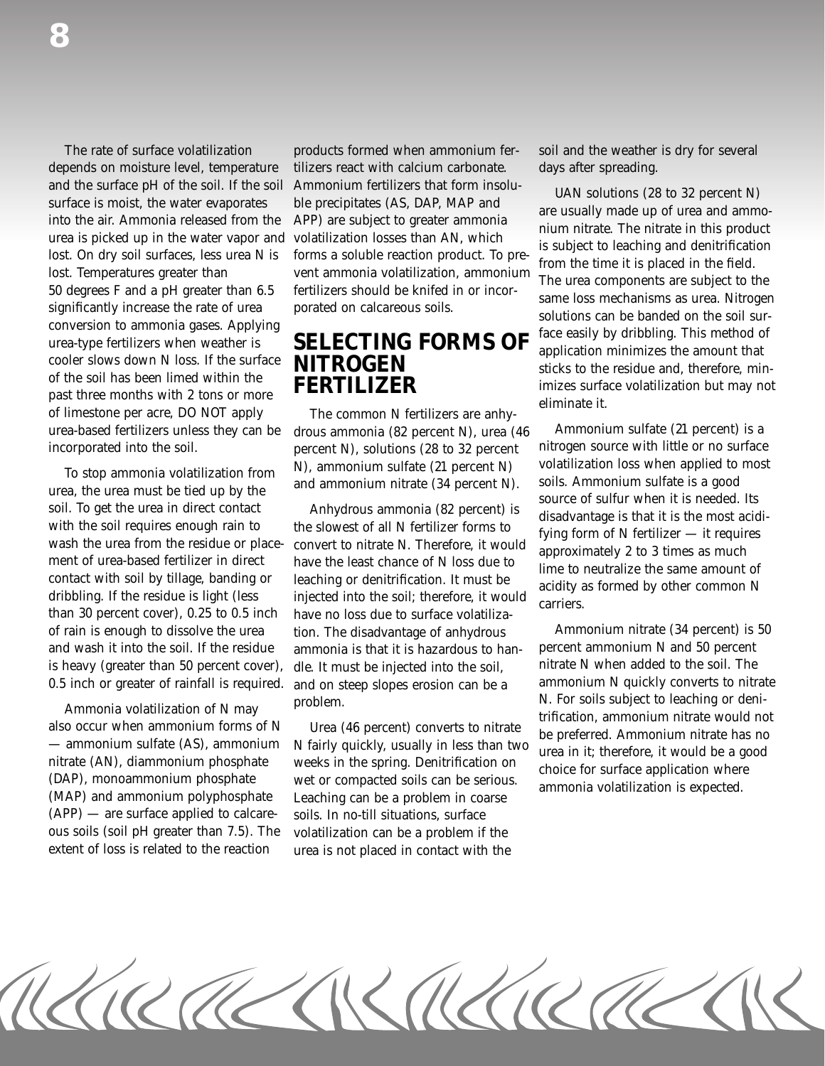The rate of surface volatilization depends on moisture level, temperature and the surface pH of the soil. If the soil surface is moist, the water evaporates into the air. Ammonia released from the urea is picked up in the water vapor and lost. On dry soil surfaces, less urea N is lost. Temperatures greater than 50 degrees F and a pH greater than 6.5 significantly increase the rate of urea conversion to ammonia gases. Applying urea-type fertilizers when weather is cooler slows down N loss. If the surface of the soil has been limed within the past three months with 2 tons or more of limestone per acre, DO NOT apply urea-based fertilizers unless they can be incorporated into the soil.

To stop ammonia volatilization from urea, the urea must be tied up by the soil. To get the urea in direct contact with the soil requires enough rain to wash the urea from the residue or placement of urea-based fertilizer in direct contact with soil by tillage, banding or dribbling. If the residue is light (less than 30 percent cover), 0.25 to 0.5 inch of rain is enough to dissolve the urea and wash it into the soil. If the residue is heavy (greater than 50 percent cover), 0.5 inch or greater of rainfall is required.

Ammonia volatilization of N may also occur when ammonium forms of N — ammonium sulfate (AS), ammonium nitrate (AN), diammonium phosphate (DAP), monoammonium phosphate (MAP) and ammonium polyphosphate (APP) — are surface applied to calcareous soils (soil pH greater than 7.5). The extent of loss is related to the reaction products formed when ammonium fertilizers react with calcium carbonate. Ammonium fertilizers that form insoluble precipitates (AS, DAP, MAP and APP) are subject to greater ammonia volatilization losses than AN, which forms a soluble reaction product. To prevent ammonia volatilization, ammonium fertilizers should be knifed in or incorporated on calcareous soils.

## SELECTING FORMS OF NITROGEN FERTILIZER

The common N fertilizers are anhydrous ammonia (82 percent N), urea (46 percent N), solutions (28 to 32 percent N), ammonium sulfate (21 percent N) and ammonium nitrate (34 percent N).

Anhydrous ammonia (82 percent) is the slowest of all N fertilizer forms to convert to nitrate N. Therefore, it would have the least chance of N loss due to leaching or denitrification. It must be injected into the soil; therefore, it would have no loss due to surface volatilization. The disadvantage of anhydrous ammonia is that it is hazardous to handle. It must be injected into the soil, and on steep slopes erosion can be a problem.

Urea (46 percent) converts to nitrate N fairly quickly, usually in less than two weeks in the spring. Denitrification on wet or compacted soils can be serious. Leaching can be a problem in coarse soils. In no-till situations, surface volatilization can be a problem if the urea is not placed in contact with the soil and the weather is dry for several days after spreading.

UAN solutions (28 to 32 percent N) are usually made up of urea and ammonium nitrate. The nitrate in this product is subject to leaching and denitrification from the time it is placed in the field. The urea components are subject to the same loss mechanisms as urea. Nitrogen solutions can be banded on the soil surface easily by dribbling. This method of application minimizes the amount that sticks to the residue and, therefore, minimizes surface volatilization but may not eliminate it.

Ammonium sulfate (21 percent) is a nitrogen source with little or no surface volatilization loss when applied to most soils. Ammonium sulfate is a good source of sulfur when it is needed. Its disadvantage is that it is the most acidifying form of N fertilizer — it requires approximately 2 to 3 times as much lime to neutralize the same amount of acidity as formed by other common N carriers.

Ammonium nitrate (34 percent) is 50 percent ammonium N and 50 percent nitrate N when added to the soil. The ammonium N quickly converts to nitrate N. For soils subject to leaching or denitrification, ammonium nitrate would not be preferred. Ammonium nitrate has no urea in it; therefore, it would be a good choice for surface application where ammonia volatilization is expected.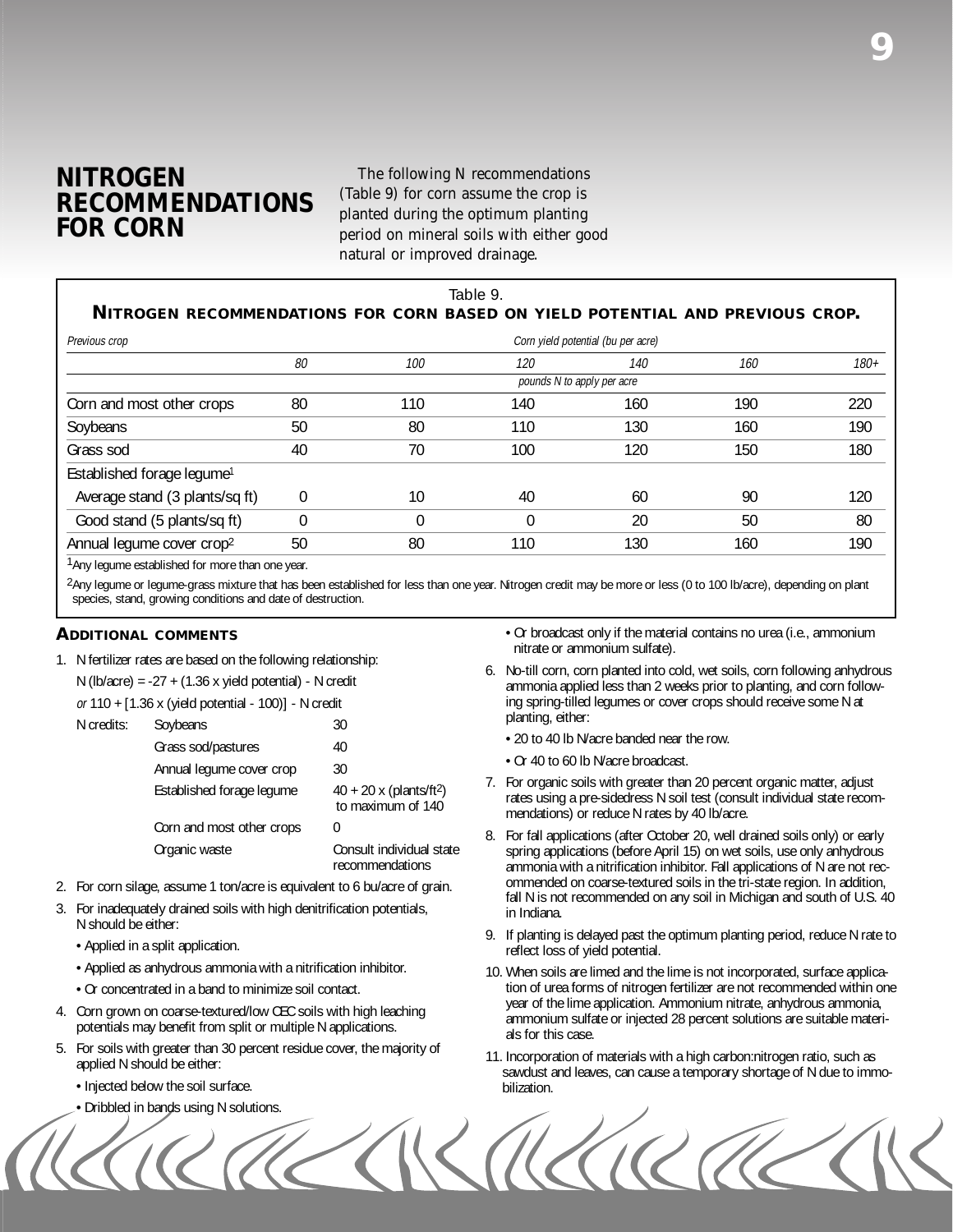# NITROGEN RECOMMENDATIONS FOR CORN

The following N recommendations (Table 9) for corn assume the crop is planted during the optimum planting period on mineral soils with either good natural or improved drainage.

Table 9.
**NITROGEN RECOMMENDATIONS FOR CORN BASED ON YIELD POTENTIAL AND PREVIOUS CROP.**

| *Previous crop* | *Corn yield potential (bu per acre)* | | | | | |
|---|---|---|---|---|---|---|
| | *80* | *100* | *120* | *140* | *160* | *180+* |
| | *pounds N to apply per acre* | | | | | |
| Corn and most other crops | 80 | 110 | 140 | 160 | 190 | 220 |
| Soybeans | 50 | 80 | 110 | 130 | 160 | 190 |
| Grass sod | 40 | 70 | 100 | 120 | 150 | 180 |
| Established forage legume[1] | | | | | | |
| Average stand (3 plants/sq ft) | 0 | 10 | 40 | 60 | 90 | 120 |
| Good stand (5 plants/sq ft) | 0 | 0 | 0 | 20 | 50 | 80 |
| Annual legume cover crop[2] | 50 | 80 | 110 | 130 | 160 | 190 |

[1]Any legume established for more than one year.

[2]Any legume or legume-grass mixture that has been established for less than one year. Nitrogen credit may be more or less (0 to 100 lb/acre), depending on plant species, stand, growing conditions and date of destruction.

## ADDITIONAL COMMENTS

1. N fertilizer rates are based on the following relationship:

   N (lb/acre) = -27 + (1.36 x yield potential) - N credit

   *or* 110 + [1.36 x (yield potential - 100)] - N credit

   | N credits: | | |
   |---|---|---|
   | | Soybeans | 30 |
   | | Grass sod/pastures | 40 |
   | | Annual legume cover crop | 30 |
   | | Established forage legume | 40 + 20 x (plants/ft$^2$) to maximum of 140 |
   | | Corn and most other crops | 0 |
   | | Organic waste | Consult individual state recommendations |

2. For corn silage, assume 1 ton/acre is equivalent to 6 bu/acre of grain.
3. For inadequately drained soils with high denitrification potentials, N should be either:
   - Applied in a split application.
   - Applied as anhydrous ammonia with a nitrification inhibitor.
   - Or concentrated in a band to minimize soil contact.
4. Corn grown on coarse-textured/low CEC soils with high leaching potentials may benefit from split or multiple N applications.
5. For soils with greater than 30 percent residue cover, the majority of applied N should be either:
   - Injected below the soil surface.
   - Dribbled in bands using N solutions.
   - Or broadcast only if the material contains no urea (i.e., ammonium nitrate or ammonium sulfate).
6. No-till corn, corn planted into cold, wet soils, corn following anhydrous ammonia applied less than 2 weeks prior to planting, and corn following spring-tilled legumes or cover crops should receive some N at planting, either:
   - 20 to 40 lb N/acre banded near the row.
   - Or 40 to 60 lb N/acre broadcast.
7. For organic soils with greater than 20 percent organic matter, adjust rates using a pre-sidedress N soil test (consult individual state recommendations) or reduce N rates by 40 lb/acre.
8. For fall applications (after October 20, well drained soils only) or early spring applications (before April 15) on wet soils, use only anhydrous ammonia with a nitrification inhibitor. Fall applications of N are not recommended on coarse-textured soils in the tri-state region. In addition, fall N is not recommended on any soil in Michigan and south of U.S. 40 in Indiana.
9. If planting is delayed past the optimum planting period, reduce N rate to reflect loss of yield potential.
10. When soils are limed and the lime is not incorporated, surface application of urea forms of nitrogen fertilizer are not recommended within one year of the lime application. Ammonium nitrate, anhydrous ammonia, ammonium sulfate or injected 28 percent solutions are suitable materials for this case.
11. Incorporation of materials with a high carbon:nitrogen ratio, such as sawdust and leaves, can cause a temporary shortage of N due to immobilization.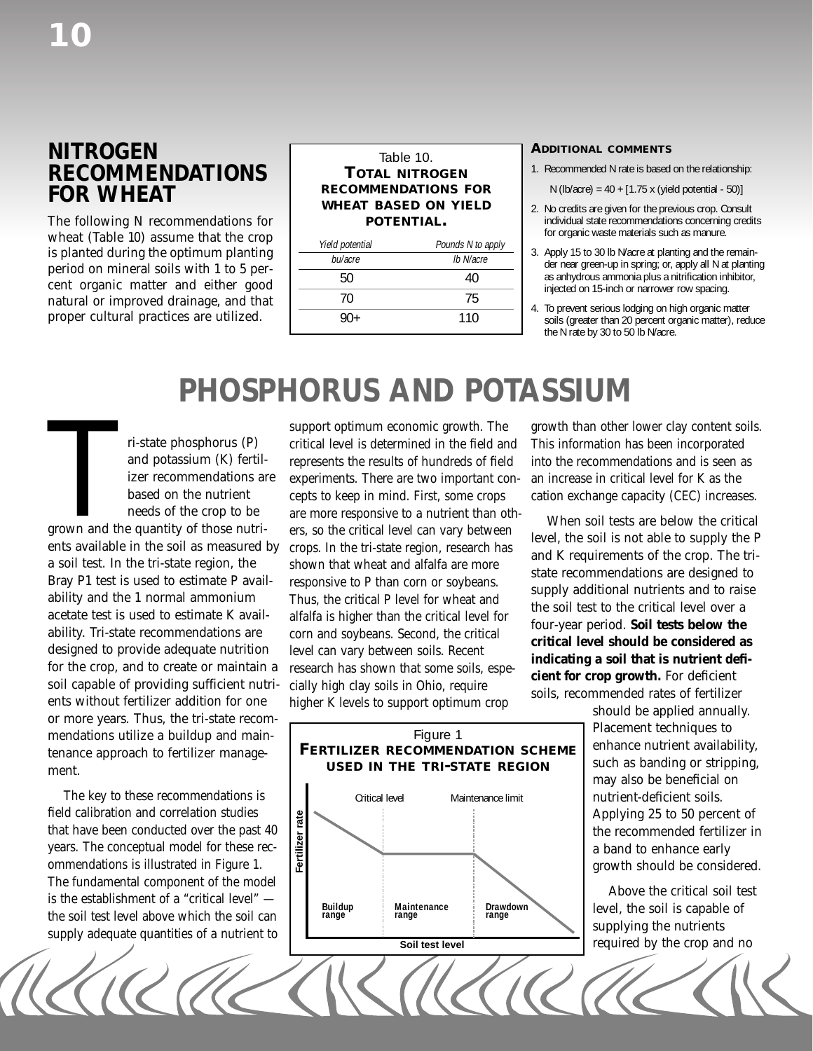## NITROGEN RECOMMENDATIONS FOR WHEAT

The following N recommendations for wheat (Table 10) assume that the crop is planted during the optimum planting period on mineral soils with 1 to 5 percent organic matter and either good natural or improved drainage, and that proper cultural practices are utilized.

Table 10.
**TOTAL NITROGEN RECOMMENDATIONS FOR WHEAT BASED ON YIELD POTENTIAL.**

| *Yield potential* | *Pounds N to apply* |
|---|---|
| *bu/acre* | *lb N/acre* |
| 50 | 40 |
| 70 | 75 |
| 90+ | 110 |

### ADDITIONAL COMMENTS

1. Recommended N rate is based on the relationship:

   N (lb/acre) = 40 + [1.75 x (yield potential - 50)]

2. No credits are given for the previous crop. Consult individual state recommendations concerning credits for organic waste materials such as manure.
3. Apply 15 to 30 lb N/acre at planting and the remainder near green-up in spring; or, apply all N at planting as anhydrous ammonia plus a nitrification inhibitor, injected on 15-inch or narrower row spacing.
4. To prevent serious lodging on high organic matter soils (greater than 20 percent organic matter), reduce the N rate by 30 to 50 lb N/acre.

# PHOSPHORUS AND POTASSIUM

Tri-state phosphorus (P) and potassium (K) fertilizer recommendations are based on the nutrient needs of the crop to be grown and the quantity of those nutrients available in the soil as measured by a soil test. In the tri-state region, the Bray P1 test is used to estimate P availability and the 1 normal ammonium acetate test is used to estimate K availability. Tri-state recommendations are designed to provide adequate nutrition for the crop, and to create or maintain a soil capable of providing sufficient nutrients without fertilizer addition for one or more years. Thus, the tri-state recommendations utilize a buildup and maintenance approach to fertilizer management.

The key to these recommendations is field calibration and correlation studies that have been conducted over the past 40 years. The conceptual model for these recommendations is illustrated in Figure 1. The fundamental component of the model is the establishment of a "critical level" — the soil test level above which the soil can supply adequate quantities of a nutrient to support optimum economic growth. The critical level is determined in the field and represents the results of hundreds of field experiments. There are two important concepts to keep in mind. First, some crops are more responsive to a nutrient than others, so the critical level can vary between crops. In the tri-state region, research has shown that wheat and alfalfa are more responsive to P than corn or soybeans. Thus, the critical P level for wheat and alfalfa is higher than the critical level for corn and soybeans. Second, the critical level can vary between soils. Recent research has shown that some soils, especially high clay soils in Ohio, require higher K levels to support optimum crop growth than other lower clay content soils. This information has been incorporated into the recommendations and is seen as an increase in critical level for K as the cation exchange capacity (CEC) increases.

Figure 1
**FERTILIZER RECOMMENDATION SCHEME USED IN THE TRI-STATE REGION**

When soil tests are below the critical level, the soil is not able to supply the P and K requirements of the crop. The tri-state recommendations are designed to supply additional nutrients and to raise the soil test to the critical level over a four-year period. **Soil tests below the critical level should be considered as indicating a soil that is nutrient deficient for crop growth.** For deficient soils, recommended rates of fertilizer should be applied annually. Placement techniques to enhance nutrient availability, such as banding or stripping, may also be beneficial on nutrient-deficient soils. Applying 25 to 50 percent of the recommended fertilizer in a band to enhance early growth should be considered.

Above the critical soil test level, the soil is capable of supplying the nutrients required by the crop and no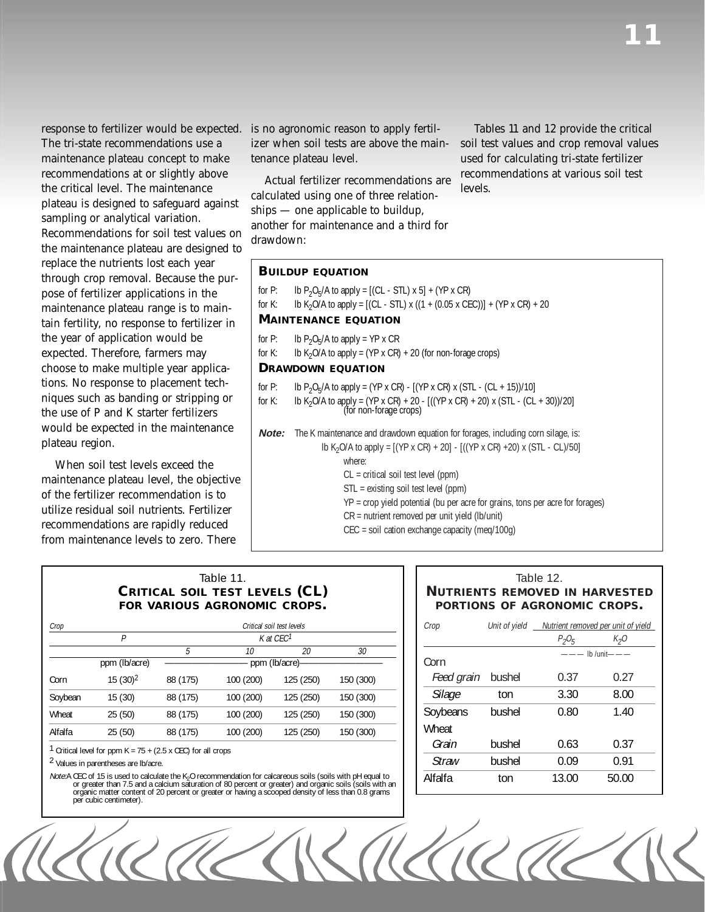response to fertilizer would be expected. The tri-state recommendations use a maintenance plateau concept to make recommendations at or slightly above the critical level. The maintenance plateau is designed to safeguard against sampling or analytical variation. Recommendations for soil test values on the maintenance plateau are designed to replace the nutrients lost each year through crop removal. Because the purpose of fertilizer applications in the maintenance plateau range is to maintain fertility, no response to fertilizer in the year of application would be expected. Therefore, farmers may choose to make multiple year applications. No response to placement techniques such as banding or stripping or the use of P and K starter fertilizers would be expected in the maintenance plateau region.

When soil test levels exceed the maintenance plateau level, the objective of the fertilizer recommendation is to utilize residual soil nutrients. Fertilizer recommendations are rapidly reduced from maintenance levels to zero. There is no agronomic reason to apply fertilizer when soil tests are above the maintenance plateau level.

Actual fertilizer recommendations are calculated using one of three relationships — one applicable to buildup, another for maintenance and a third for drawdown:

Tables 11 and 12 provide the critical soil test values and crop removal values used for calculating tri-state fertilizer recommendations at various soil test levels.

**BUILDUP EQUATION**

for P: lb $P_2O_5$/A to apply = [(CL - STL) x 5] + (YP x CR)

for K: lb $K_2O$/A to apply = [(CL - STL) x ((1 + (0.05 x CEC))] + (YP x CR) + 20

**MAINTENANCE EQUATION**

for P: lb $P_2O_5$/A to apply = YP x CR

for K: lb $K_2O$/A to apply = (YP x CR) + 20 (for non-forage crops)

**DRAWDOWN EQUATION**

for P: lb $P_2O_5$/A to apply = (YP x CR) - [(YP x CR) x (STL - (CL + 15))/10]

for K: lb $K_2O$/A to apply = (YP x CR) + 20 - [((YP x CR) + 20) x (STL - (CL + 30))/20] (for non-forage crops)

**Note:** The K maintenance and drawdown equation for forages, including corn silage, is:

lb $K_2O$/A to apply = [(YP x CR) + 20] - [((YP x CR) +20) x (STL - CL)/50]

where:

CL = critical soil test level (ppm)

STL = existing soil test level (ppm)

YP = crop yield potential (bu per acre for grains, tons per acre for forages)

CR = nutrient removed per unit yield (lb/unit)

CEC = soil cation exchange capacity (meq/100g)

Table 11.
**CRITICAL SOIL TEST LEVELS (CL) FOR VARIOUS AGRONOMIC CROPS.**

| Crop | Critical soil test levels | | | | |
|---|---|---|---|---|---|
| | P | K at CEC[1] | | | |
| | | 5 | 10 | 20 | 30 |
| | ppm (lb/acre) | ppm (lb/acre) | | | |
| Corn | 15 (30)[2] | 88 (175) | 100 (200) | 125 (250) | 150 (300) |
| Soybean | 15 (30) | 88 (175) | 100 (200) | 125 (250) | 150 (300) |
| Wheat | 25 (50) | 88 (175) | 100 (200) | 125 (250) | 150 (300) |
| Alfalfa | 25 (50) | 88 (175) | 100 (200) | 125 (250) | 150 (300) |

[1] Critical level for ppm K = 75 + (2.5 x CEC) for all crops

[2] Values in parentheses are lb/acre.

*Note:* A CEC of 15 is used to calculate the $K_2O$ recommendation for calcareous soils (soils with pH equal to or greater than 7.5 and a calcium saturation of 80 percent or greater) and organic soils (soils with an organic matter content of 20 percent or greater or having a scooped density of less than 0.8 grams per cubic centimeter).

Table 12.
**NUTRIENTS REMOVED IN HARVESTED PORTIONS OF AGRONOMIC CROPS.**

| Crop | Unit of yield | Nutrient removed per unit of yield | |
|---|---|---|---|
| | | $P_2O_5$ | $K_2O$ |
| | | lb /unit | |
| Corn | | | |
| *Feed grain* | bushel | 0.37 | 0.27 |
| *Silage* | ton | 3.30 | 8.00 |
| Soybeans | bushel | 0.80 | 1.40 |
| Wheat | | | |
| *Grain* | bushel | 0.63 | 0.37 |
| *Straw* | bushel | 0.09 | 0.91 |
| Alfalfa | ton | 13.00 | 50.00 |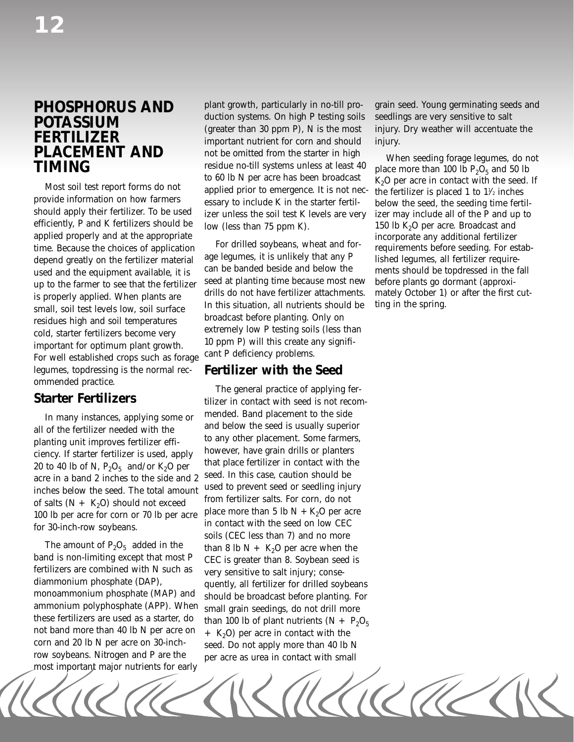# PHOSPHORUS AND POTASSIUM FERTILIZER PLACEMENT AND TIMING

Most soil test report forms do not provide information on how farmers should apply their fertilizer. To be used efficiently, P and K fertilizers should be applied properly and at the appropriate time. Because the choices of application depend greatly on the fertilizer material used and the equipment available, it is up to the farmer to see that the fertilizer is properly applied. When plants are small, soil test levels low, soil surface residues high and soil temperatures cold, starter fertilizers become very important for optimum plant growth. For well established crops such as forage legumes, topdressing is the normal recommended practice.

## Starter Fertilizers

In many instances, applying some or all of the fertilizer needed with the planting unit improves fertilizer efficiency. If starter fertilizer is used, apply 20 to 40 lb of N, $P_2O_5$ and/or $K_2O$ per acre in a band 2 inches to the side and 2 inches below the seed. The total amount of salts (N + $K_2O$) should not exceed 100 lb per acre for corn or 70 lb per acre for 30-inch-row soybeans.

The amount of $P_2O_5$ added in the band is non-limiting except that most P fertilizers are combined with N such as diammonium phosphate (DAP), monoammonium phosphate (MAP) and ammonium polyphosphate (APP). When these fertilizers are used as a starter, do not band more than 40 lb N per acre on corn and 20 lb N per acre on 30-inch-row soybeans. Nitrogen and P are the most important major nutrients for early plant growth, particularly in no-till production systems. On high P testing soils (greater than 30 ppm P), N is the most important nutrient for corn and should not be omitted from the starter in high residue no-till systems unless at least 40 to 60 lb N per acre has been broadcast applied prior to emergence. It is not necessary to include K in the starter fertilizer unless the soil test K levels are very low (less than 75 ppm K).

For drilled soybeans, wheat and forage legumes, it is unlikely that any P can be banded beside and below the seed at planting time because most new drills do not have fertilizer attachments. In this situation, all nutrients should be broadcast before planting. Only on extremely low P testing soils (less than 10 ppm P) will this create any significant P deficiency problems.

## Fertilizer with the Seed

The general practice of applying fertilizer in contact with seed is not recommended. Band placement to the side and below the seed is usually superior to any other placement. Some farmers, however, have grain drills or planters that place fertilizer in contact with the seed. In this case, caution should be used to prevent seed or seedling injury from fertilizer salts. For corn, do not place more than 5 lb N + $K_2O$ per acre in contact with the seed on low CEC soils (CEC less than 7) and no more than 8 lb N + $K_2O$ per acre when the CEC is greater than 8. Soybean seed is very sensitive to salt injury; consequently, all fertilizer for drilled soybeans should be broadcast before planting. For small grain seedings, do not drill more than 100 lb of plant nutrients (N + $P_2O_5$ + $K_2O$) per acre in contact with the seed. Do not apply more than 40 lb N per acre as urea in contact with small grain seed. Young germinating seeds and seedlings are very sensitive to salt injury. Dry weather will accentuate the injury.

When seeding forage legumes, do not place more than 100 lb $P_2O_5$ and 50 lb $K_2O$ per acre in contact with the seed. If the fertilizer is placed 1 to 1½ inches below the seed, the seeding time fertilizer may include all of the P and up to 150 lb $K_2O$ per acre. Broadcast and incorporate any additional fertilizer requirements before seeding. For established legumes, all fertilizer requirements should be topdressed in the fall before plants go dormant (approximately October 1) or after the first cutting in the spring.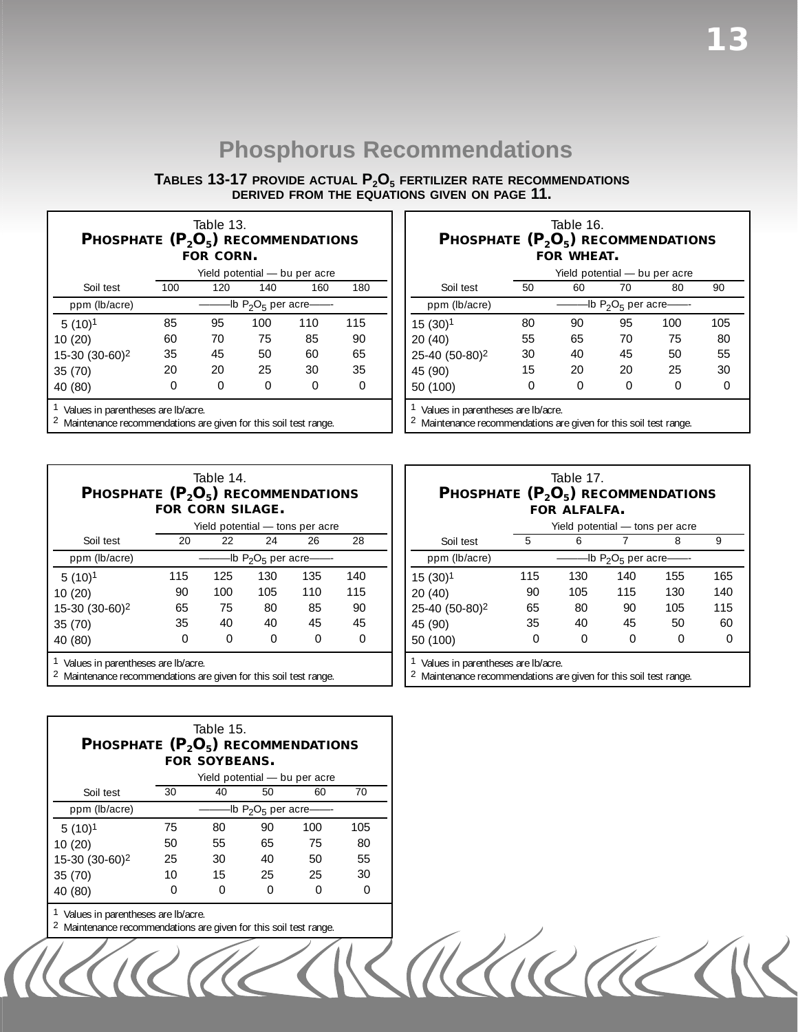# Phosphorus Recommendations

**Tables 13-17 provide actual $P_2O_5$ fertilizer rate recommendations derived from the equations given on page 11.**

Table 13.
**Phosphate ($P_2O_5$) recommendations for corn.**

| Soil test | Yield potential — bu per acre | | | | |
|---|---|---|---|---|---|
| | 100 | 120 | 140 | 160 | 180 |
| ppm (lb/acre) | ———lb $P_2O_5$ per acre——- | | | | |
| 5 (10)[1] | 85 | 95 | 100 | 110 | 115 |
| 10 (20) | 60 | 70 | 75 | 85 | 90 |
| 15-30 (30-60)[2] | 35 | 45 | 50 | 60 | 65 |
| 35 (70) | 20 | 20 | 25 | 30 | 35 |
| 40 (80) | 0 | 0 | 0 | 0 | 0 |

[1] Values in parentheses are lb/acre.
[2] Maintenance recommendations are given for this soil test range.

Table 14.
**Phosphate ($P_2O_5$) recommendations for corn silage.**

| Soil test | Yield potential — tons per acre | | | | |
|---|---|---|---|---|---|
| | 20 | 22 | 24 | 26 | 28 |
| ppm (lb/acre) | ———lb $P_2O_5$ per acre——- | | | | |
| 5 (10)[1] | 115 | 125 | 130 | 135 | 140 |
| 10 (20) | 90 | 100 | 105 | 110 | 115 |
| 15-30 (30-60)[2] | 65 | 75 | 80 | 85 | 90 |
| 35 (70) | 35 | 40 | 40 | 45 | 45 |
| 40 (80) | 0 | 0 | 0 | 0 | 0 |

[1] Values in parentheses are lb/acre.
[2] Maintenance recommendations are given for this soil test range.

Table 15.
**Phosphate ($P_2O_5$) recommendations for soybeans.**

| Soil test | Yield potential — bu per acre | | | | |
|---|---|---|---|---|---|
| | 30 | 40 | 50 | 60 | 70 |
| ppm (lb/acre) | ———lb $P_2O_5$ per acre——- | | | | |
| 5 (10)[1] | 75 | 80 | 90 | 100 | 105 |
| 10 (20) | 50 | 55 | 65 | 75 | 80 |
| 15-30 (30-60)[2] | 25 | 30 | 40 | 50 | 55 |
| 35 (70) | 10 | 15 | 25 | 25 | 30 |
| 40 (80) | 0 | 0 | 0 | 0 | 0 |

[1] Values in parentheses are lb/acre.
[2] Maintenance recommendations are given for this soil test range.

Table 16.
**Phosphate ($P_2O_5$) recommendations for wheat.**

| Soil test | Yield potential — bu per acre | | | | |
|---|---|---|---|---|---|
| | 50 | 60 | 70 | 80 | 90 |
| ppm (lb/acre) | ———lb $P_2O_5$ per acre——- | | | | |
| 15 (30)[1] | 80 | 90 | 95 | 100 | 105 |
| 20 (40) | 55 | 65 | 70 | 75 | 80 |
| 25-40 (50-80)[2] | 30 | 40 | 45 | 50 | 55 |
| 45 (90) | 15 | 20 | 20 | 25 | 30 |
| 50 (100) | 0 | 0 | 0 | 0 | 0 |

[1] Values in parentheses are lb/acre.
[2] Maintenance recommendations are given for this soil test range.

Table 17.
**Phosphate ($P_2O_5$) recommendations for alfalfa.**

| Soil test | Yield potential — tons per acre | | | | |
|---|---|---|---|---|---|
| | 5 | 6 | 7 | 8 | 9 |
| ppm (lb/acre) | ———lb $P_2O_5$ per acre——- | | | | |
| 15 (30)[1] | 115 | 130 | 140 | 155 | 165 |
| 20 (40) | 90 | 105 | 115 | 130 | 140 |
| 25-40 (50-80)[2] | 65 | 80 | 90 | 105 | 115 |
| 45 (90) | 35 | 40 | 45 | 50 | 60 |
| 50 (100) | 0 | 0 | 0 | 0 | 0 |

[1] Values in parentheses are lb/acre.
[2] Maintenance recommendations are given for this soil test range.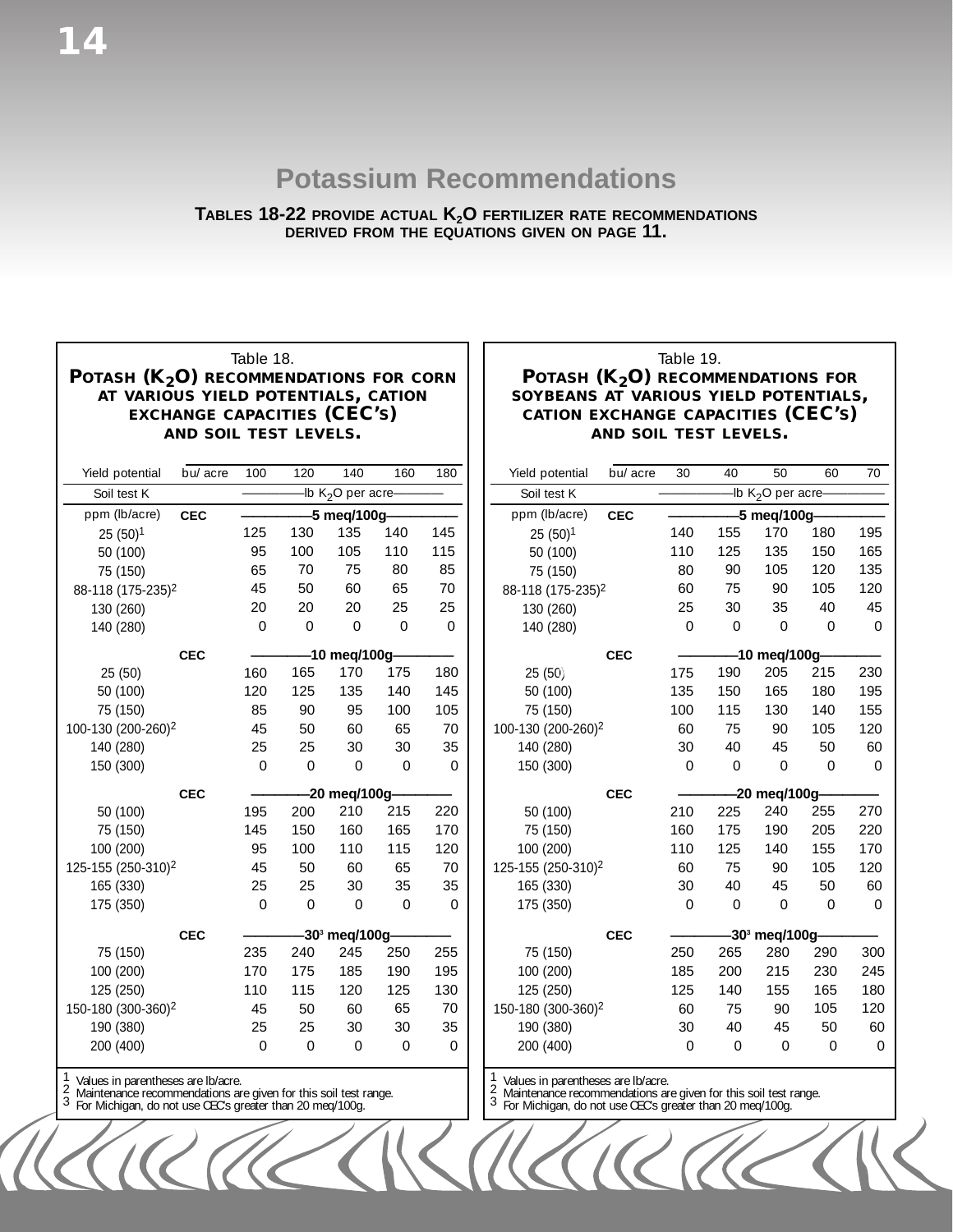# Potassium Recommendations

**TABLES 18-22 PROVIDE ACTUAL $K_2O$ FERTILIZER RATE RECOMMENDATIONS DERIVED FROM THE EQUATIONS GIVEN ON PAGE 11.**

Table 18.
**POTASH ($K_2O$) RECOMMENDATIONS FOR CORN AT VARIOUS YIELD POTENTIALS, CATION EXCHANGE CAPACITIES (CEC'S) AND SOIL TEST LEVELS.**

| Yield potential | bu/ acre | 100 | 120 | 140 | 160 | 180 |
|---|---|---|---|---|---|---|
| Soil test K | | lb $K_2O$ per acre | | | | |
| ppm (lb/acre) | CEC | 5 meq/100g | | | | |
| 25 (50)[1] | | 125 | 130 | 135 | 140 | 145 |
| 50 (100) | | 95 | 100 | 105 | 110 | 115 |
| 75 (150) | | 65 | 70 | 75 | 80 | 85 |
| 88-118 (175-235)[2] | | 45 | 50 | 60 | 65 | 70 |
| 130 (260) | | 20 | 20 | 20 | 25 | 25 |
| 140 (280) | | 0 | 0 | 0 | 0 | 0 |
| | CEC | 10 meq/100g | | | | |
| 25 (50) | | 160 | 165 | 170 | 175 | 180 |
| 50 (100) | | 120 | 125 | 135 | 140 | 145 |
| 75 (150) | | 85 | 90 | 95 | 100 | 105 |
| 100-130 (200-260)[2] | | 45 | 50 | 60 | 65 | 70 |
| 140 (280) | | 25 | 25 | 30 | 30 | 35 |
| 150 (300) | | 0 | 0 | 0 | 0 | 0 |
| | CEC | 20 meq/100g | | | | |
| 50 (100) | | 195 | 200 | 210 | 215 | 220 |
| 75 (150) | | 145 | 150 | 160 | 165 | 170 |
| 100 (200) | | 95 | 100 | 110 | 115 | 120 |
| 125-155 (250-310)[2] | | 45 | 50 | 60 | 65 | 70 |
| 165 (330) | | 25 | 25 | 30 | 35 | 35 |
| 175 (350) | | 0 | 0 | 0 | 0 | 0 |
| | CEC | 30[3] meq/100g | | | | |
| 75 (150) | | 235 | 240 | 245 | 250 | 255 |
| 100 (200) | | 170 | 175 | 185 | 190 | 195 |
| 125 (250) | | 110 | 115 | 120 | 125 | 130 |
| 150-180 (300-360)[2] | | 45 | 50 | 60 | 65 | 70 |
| 190 (380) | | 25 | 25 | 30 | 30 | 35 |
| 200 (400) | | 0 | 0 | 0 | 0 | 0 |

[1] Values in parentheses are lb/acre.
[2] Maintenance recommendations are given for this soil test range.
[3] For Michigan, do not use CEC's greater than 20 meq/100g.

Table 19.
**POTASH ($K_2O$) RECOMMENDATIONS FOR SOYBEANS AT VARIOUS YIELD POTENTIALS, CATION EXCHANGE CAPACITIES (CEC'S) AND SOIL TEST LEVELS.**

| Yield potential | bu/ acre | 30 | 40 | 50 | 60 | 70 |
|---|---|---|---|---|---|---|
| Soil test K | | lb $K_2O$ per acre | | | | |
| ppm (lb/acre) | CEC | 5 meq/100g | | | | |
| 25 (50)[1] | | 140 | 155 | 170 | 180 | 195 |
| 50 (100) | | 110 | 125 | 135 | 150 | 165 |
| 75 (150) | | 80 | 90 | 105 | 120 | 135 |
| 88-118 (175-235)[2] | | 60 | 75 | 90 | 105 | 120 |
| 130 (260) | | 25 | 30 | 35 | 40 | 45 |
| 140 (280) | | 0 | 0 | 0 | 0 | 0 |
| | CEC | 10 meq/100g | | | | |
| 25 (50) | | 175 | 190 | 205 | 215 | 230 |
| 50 (100) | | 135 | 150 | 165 | 180 | 195 |
| 75 (150) | | 100 | 115 | 130 | 140 | 155 |
| 100-130 (200-260)[2] | | 60 | 75 | 90 | 105 | 120 |
| 140 (280) | | 30 | 40 | 45 | 50 | 60 |
| 150 (300) | | 0 | 0 | 0 | 0 | 0 |
| | CEC | 20 meq/100g | | | | |
| 50 (100) | | 210 | 225 | 240 | 255 | 270 |
| 75 (150) | | 160 | 175 | 190 | 205 | 220 |
| 100 (200) | | 110 | 125 | 140 | 155 | 170 |
| 125-155 (250-310)[2] | | 60 | 75 | 90 | 105 | 120 |
| 165 (330) | | 30 | 40 | 45 | 50 | 60 |
| 175 (350) | | 0 | 0 | 0 | 0 | 0 |
| | CEC | 30[3] meq/100g | | | | |
| 75 (150) | | 250 | 265 | 280 | 290 | 300 |
| 100 (200) | | 185 | 200 | 215 | 230 | 245 |
| 125 (250) | | 125 | 140 | 155 | 165 | 180 |
| 150-180 (300-360)[2] | | 60 | 75 | 90 | 105 | 120 |
| 190 (380) | | 30 | 40 | 45 | 50 | 60 |
| 200 (400) | | 0 | 0 | 0 | 0 | 0 |

[1] Values in parentheses are lb/acre.
[2] Maintenance recommendations are given for this soil test range.
[3] For Michigan, do not use CEC's greater than 20 meq/100g.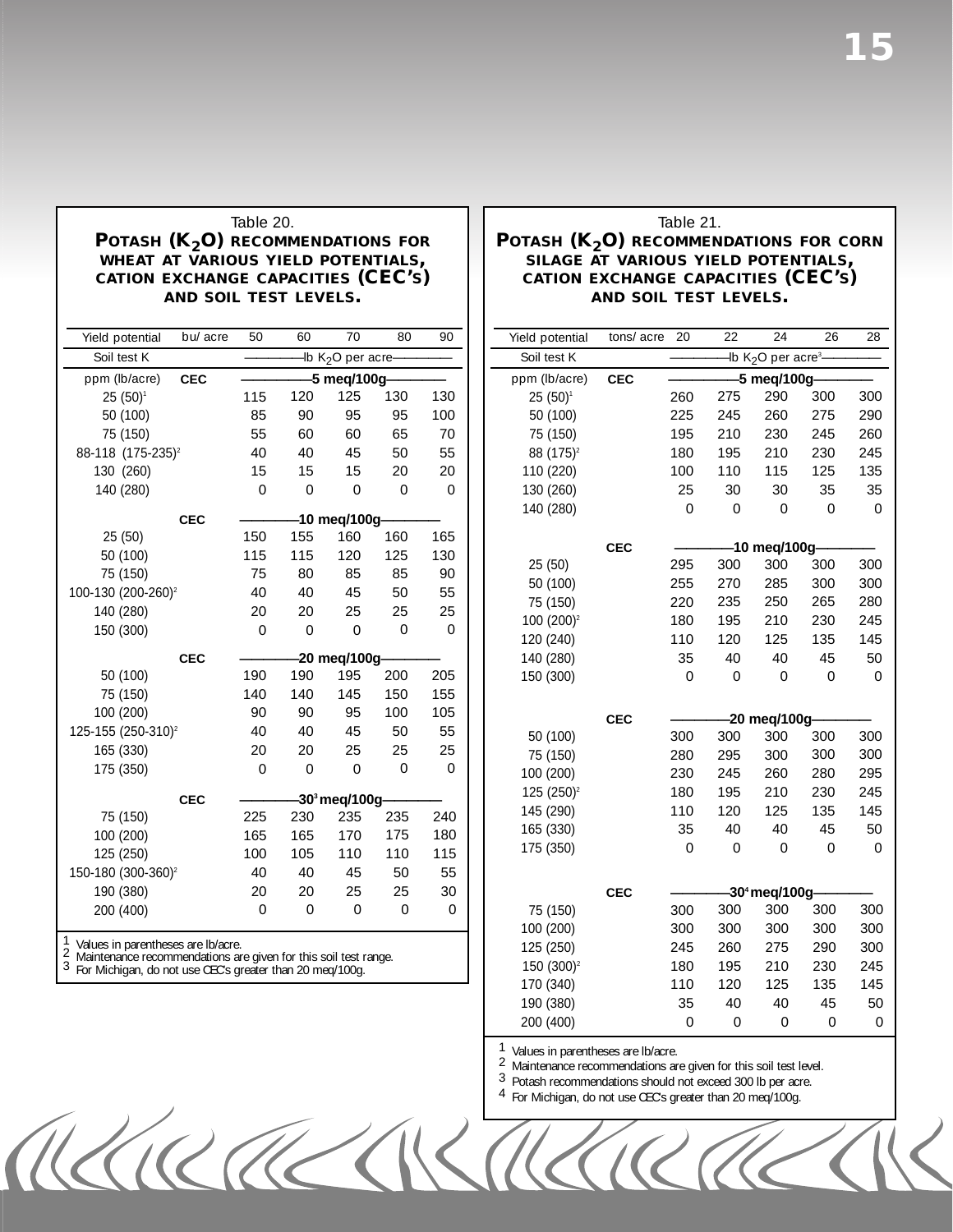Table 20.

**POTASH ($K_2O$) RECOMMENDATIONS FOR WHEAT AT VARIOUS YIELD POTENTIALS, CATION EXCHANGE CAPACITIES (CEC'S) AND SOIL TEST LEVELS.**

| Yield potential | bu/ acre | 50 | 60 | 70 | 80 | 90 |
|---|---|---|---|---|---|---|
| Soil test K | | lb $K_2O$ per acre | | | | |
| ppm (lb/acre) | **CEC** | **5 meq/100g** | | | | |
| 25 (50)[1] | | 115 | 120 | 125 | 130 | 130 |
| 50 (100) | | 85 | 90 | 95 | 95 | 100 |
| 75 (150) | | 55 | 60 | 60 | 65 | 70 |
| 88-118 (175-235)[2] | | 40 | 40 | 45 | 50 | 55 |
| 130 (260) | | 15 | 15 | 15 | 20 | 20 |
| 140 (280) | | 0 | 0 | 0 | 0 | 0 |
| | **CEC** | **10 meq/100g** | | | | |
| 25 (50) | | 150 | 155 | 160 | 160 | 165 |
| 50 (100) | | 115 | 115 | 120 | 125 | 130 |
| 75 (150) | | 75 | 80 | 85 | 85 | 90 |
| 100-130 (200-260)[2] | | 40 | 40 | 45 | 50 | 55 |
| 140 (280) | | 20 | 20 | 25 | 25 | 25 |
| 150 (300) | | 0 | 0 | 0 | 0 | 0 |
| | **CEC** | **20 meq/100g** | | | | |
| 50 (100) | | 190 | 190 | 195 | 200 | 205 |
| 75 (150) | | 140 | 140 | 145 | 150 | 155 |
| 100 (200) | | 90 | 90 | 95 | 100 | 105 |
| 125-155 (250-310)[2] | | 40 | 40 | 45 | 50 | 55 |
| 165 (330) | | 20 | 20 | 25 | 25 | 25 |
| 175 (350) | | 0 | 0 | 0 | 0 | 0 |
| | **CEC** | **30[3] meq/100g** | | | | |
| 75 (150) | | 225 | 230 | 235 | 235 | 240 |
| 100 (200) | | 165 | 165 | 170 | 175 | 180 |
| 125 (250) | | 100 | 105 | 110 | 110 | 115 |
| 150-180 (300-360)[2] | | 40 | 40 | 45 | 50 | 55 |
| 190 (380) | | 20 | 20 | 25 | 25 | 30 |
| 200 (400) | | 0 | 0 | 0 | 0 | 0 |

1 Values in parentheses are lb/acre.
2 Maintenance recommendations are given for this soil test range.
3 For Michigan, do not use CEC's greater than 20 meq/100g.

Table 21.

**POTASH ($K_2O$) RECOMMENDATIONS FOR CORN SILAGE AT VARIOUS YIELD POTENTIALS, CATION EXCHANGE CAPACITIES (CEC'S) AND SOIL TEST LEVELS.**

| Yield potential | tons/ acre | 20 | 22 | 24 | 26 | 28 |
|---|---|---|---|---|---|---|
| Soil test K | | lb $K_2O$ per acre[3] | | | | |
| ppm (lb/acre) | **CEC** | **5 meq/100g** | | | | |
| 25 (50)[1] | | 260 | 275 | 290 | 300 | 300 |
| 50 (100) | | 225 | 245 | 260 | 275 | 290 |
| 75 (150) | | 195 | 210 | 230 | 245 | 260 |
| 88 (175)[2] | | 180 | 195 | 210 | 230 | 245 |
| 110 (220) | | 100 | 110 | 115 | 125 | 135 |
| 130 (260) | | 25 | 30 | 30 | 35 | 35 |
| 140 (280) | | 0 | 0 | 0 | 0 | 0 |
| | **CEC** | **10 meq/100g** | | | | |
| 25 (50) | | 295 | 300 | 300 | 300 | 300 |
| 50 (100) | | 255 | 270 | 285 | 300 | 300 |
| 75 (150) | | 220 | 235 | 250 | 265 | 280 |
| 100 (200)[2] | | 180 | 195 | 210 | 230 | 245 |
| 120 (240) | | 110 | 120 | 125 | 135 | 145 |
| 140 (280) | | 35 | 40 | 40 | 45 | 50 |
| 150 (300) | | 0 | 0 | 0 | 0 | 0 |
| | **CEC** | **20 meq/100g** | | | | |
| 50 (100) | | 300 | 300 | 300 | 300 | 300 |
| 75 (150) | | 280 | 295 | 300 | 300 | 300 |
| 100 (200) | | 230 | 245 | 260 | 280 | 295 |
| 125 (250)[2] | | 180 | 195 | 210 | 230 | 245 |
| 145 (290) | | 110 | 120 | 125 | 135 | 145 |
| 165 (330) | | 35 | 40 | 40 | 45 | 50 |
| 175 (350) | | 0 | 0 | 0 | 0 | 0 |
| | **CEC** | **30[4] meq/100g** | | | | |
| 75 (150) | | 300 | 300 | 300 | 300 | 300 |
| 100 (200) | | 300 | 300 | 300 | 300 | 300 |
| 125 (250) | | 245 | 260 | 275 | 290 | 300 |
| 150 (300)[2] | | 180 | 195 | 210 | 230 | 245 |
| 170 (340) | | 110 | 120 | 125 | 135 | 145 |
| 190 (380) | | 35 | 40 | 40 | 45 | 50 |
| 200 (400) | | 0 | 0 | 0 | 0 | 0 |

1 Values in parentheses are lb/acre.
2 Maintenance recommendations are given for this soil test level.
3 Potash recommendations should not exceed 300 lb per acre.
4 For Michigan, do not use CEC's greater than 20 meq/100g.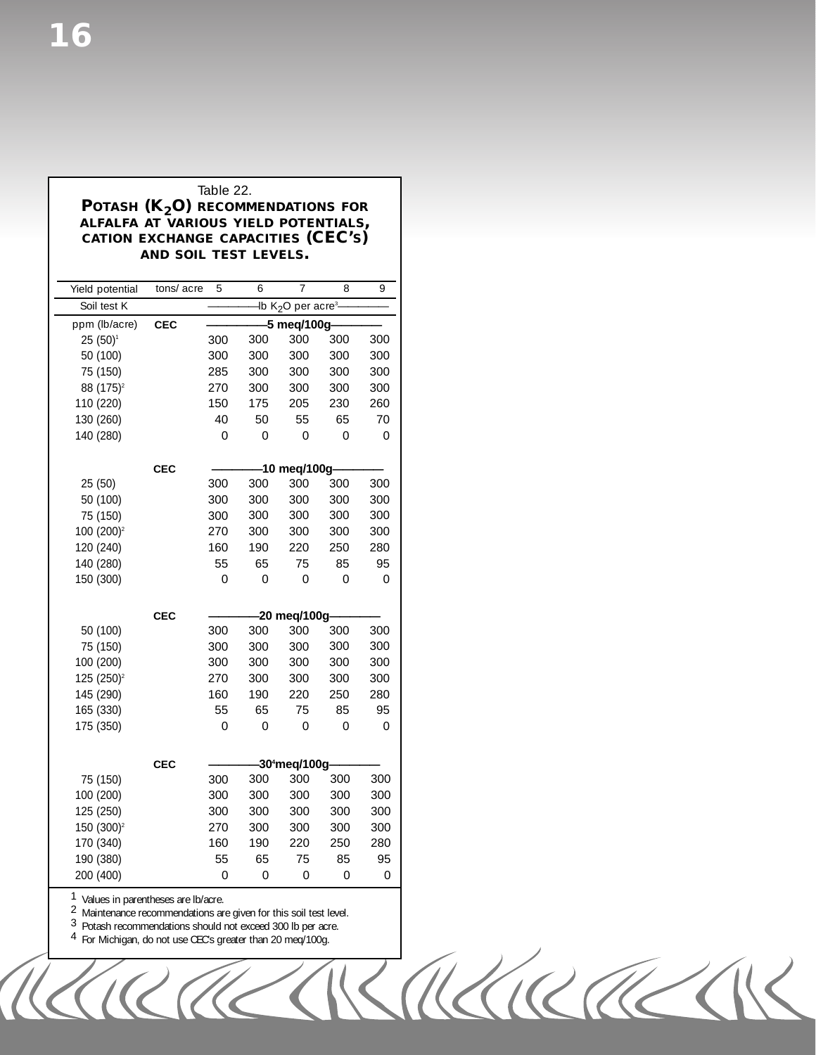Table 22.

**POTASH ($K_2O$) RECOMMENDATIONS FOR ALFALFA AT VARIOUS YIELD POTENTIALS, CATION EXCHANGE CAPACITIES (CEC'S) AND SOIL TEST LEVELS.**

| Yield potential | tons/ acre | 5 | 6 | 7 | 8 | 9 |
|---|---|---|---|---|---|---|
| Soil test K | | lb $K_2O$ per acre[3] | | | | |
| ppm (lb/acre) | **CEC** | **5 meq/100g** | | | | |
| 25 (50)[1] | | 300 | 300 | 300 | 300 | 300 |
| 50 (100) | | 300 | 300 | 300 | 300 | 300 |
| 75 (150) | | 285 | 300 | 300 | 300 | 300 |
| 88 (175)[2] | | 270 | 300 | 300 | 300 | 300 |
| 110 (220) | | 150 | 175 | 205 | 230 | 260 |
| 130 (260) | | 40 | 50 | 55 | 65 | 70 |
| 140 (280) | | 0 | 0 | 0 | 0 | 0 |
| | **CEC** | **10 meq/100g** | | | | |
| 25 (50) | | 300 | 300 | 300 | 300 | 300 |
| 50 (100) | | 300 | 300 | 300 | 300 | 300 |
| 75 (150) | | 300 | 300 | 300 | 300 | 300 |
| 100 (200)[2] | | 270 | 300 | 300 | 300 | 300 |
| 120 (240) | | 160 | 190 | 220 | 250 | 280 |
| 140 (280) | | 55 | 65 | 75 | 85 | 95 |
| 150 (300) | | 0 | 0 | 0 | 0 | 0 |
| | **CEC** | **20 meq/100g** | | | | |
| 50 (100) | | 300 | 300 | 300 | 300 | 300 |
| 75 (150) | | 300 | 300 | 300 | 300 | 300 |
| 100 (200) | | 300 | 300 | 300 | 300 | 300 |
| 125 (250)[2] | | 270 | 300 | 300 | 300 | 300 |
| 145 (290) | | 160 | 190 | 220 | 250 | 280 |
| 165 (330) | | 55 | 65 | 75 | 85 | 95 |
| 175 (350) | | 0 | 0 | 0 | 0 | 0 |
| | **CEC** | **30[4] meq/100g** | | | | |
| 75 (150) | | 300 | 300 | 300 | 300 | 300 |
| 100 (200) | | 300 | 300 | 300 | 300 | 300 |
| 125 (250) | | 300 | 300 | 300 | 300 | 300 |
| 150 (300)[2] | | 270 | 300 | 300 | 300 | 300 |
| 170 (340) | | 160 | 190 | 220 | 250 | 280 |
| 190 (380) | | 55 | 65 | 75 | 85 | 95 |
| 200 (400) | | 0 | 0 | 0 | 0 | 0 |

1 Values in parentheses are lb/acre.
2 Maintenance recommendations are given for this soil test level.
3 Potash recommendations should not exceed 300 lb per acre.
4 For Michigan, do not use CEC's greater than 20 meq/100g.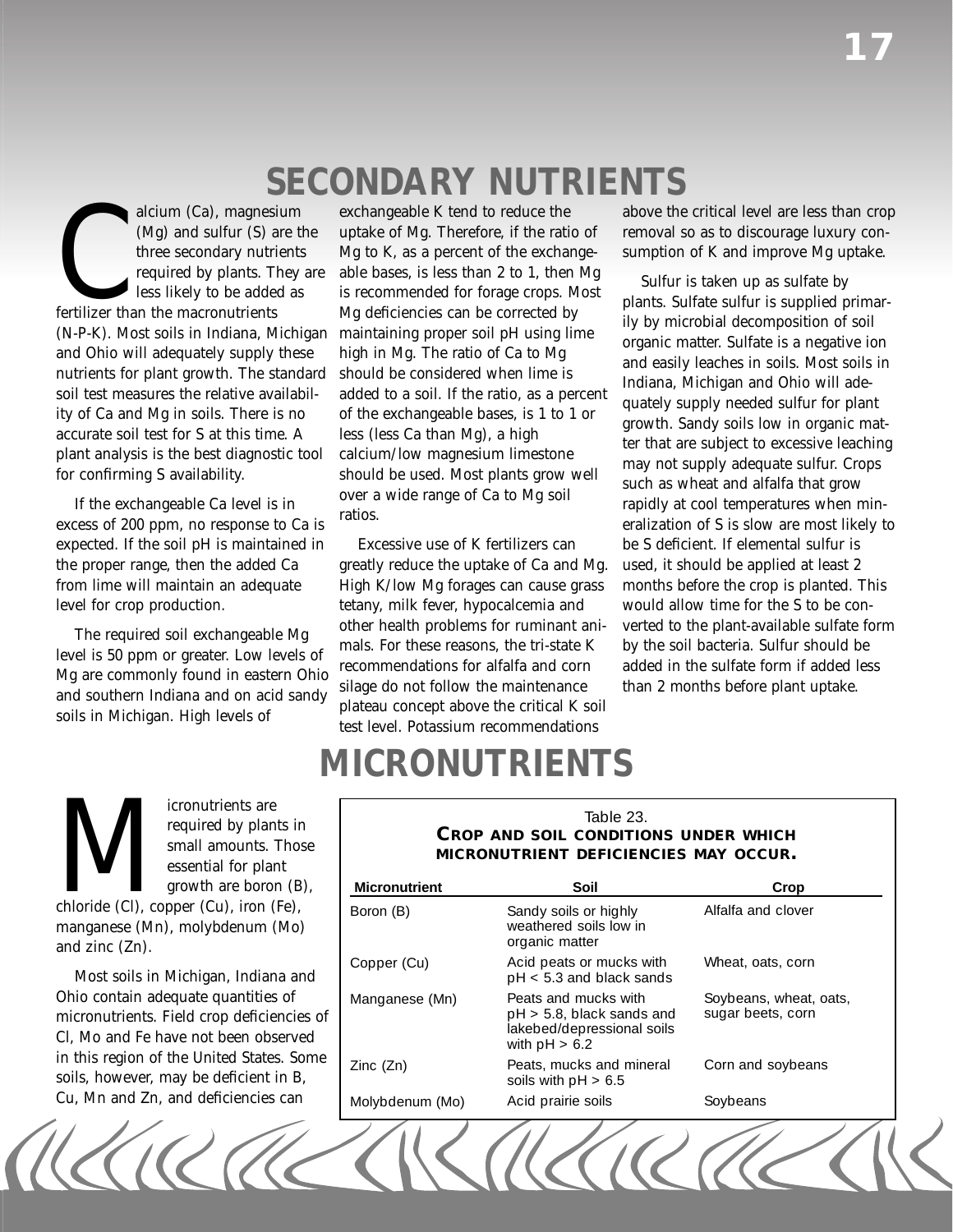# SECONDARY NUTRIENTS

Calcium (Ca), magnesium (Mg) and sulfur (S) are the three secondary nutrients required by plants. They are less likely to be added as fertilizer than the macronutrients (N-P-K). Most soils in Indiana, Michigan and Ohio will adequately supply these nutrients for plant growth. The standard soil test measures the relative availability of Ca and Mg in soils. There is no accurate soil test for S at this time. A plant analysis is the best diagnostic tool for confirming S availability.

If the exchangeable Ca level is in excess of 200 ppm, no response to Ca is expected. If the soil pH is maintained in the proper range, then the added Ca from lime will maintain an adequate level for crop production.

The required soil exchangeable Mg level is 50 ppm or greater. Low levels of Mg are commonly found in eastern Ohio and southern Indiana and on acid sandy soils in Michigan. High levels of exchangeable K tend to reduce the uptake of Mg. Therefore, if the ratio of Mg to K, as a percent of the exchangeable bases, is less than 2 to 1, then Mg is recommended for forage crops. Most Mg deficiencies can be corrected by maintaining proper soil pH using lime high in Mg. The ratio of Ca to Mg should be considered when lime is added to a soil. If the ratio, as a percent of the exchangeable bases, is 1 to 1 or less (less Ca than Mg), a high calcium/low magnesium limestone should be used. Most plants grow well over a wide range of Ca to Mg soil ratios.

Excessive use of K fertilizers can greatly reduce the uptake of Ca and Mg. High K/low Mg forages can cause grass tetany, milk fever, hypocalcemia and other health problems for ruminant animals. For these reasons, the tri-state K recommendations for alfalfa and corn silage do not follow the maintenance plateau concept above the critical K soil test level. Potassium recommendations above the critical level are less than crop removal so as to discourage luxury consumption of K and improve Mg uptake.

Sulfur is taken up as sulfate by plants. Sulfate sulfur is supplied primarily by microbial decomposition of soil organic matter. Sulfate is a negative ion and easily leaches in soils. Most soils in Indiana, Michigan and Ohio will adequately supply needed sulfur for plant growth. Sandy soils low in organic matter that are subject to excessive leaching may not supply adequate sulfur. Crops such as wheat and alfalfa that grow rapidly at cool temperatures when mineralization of S is slow are most likely to be S deficient. If elemental sulfur is used, it should be applied at least 2 months before the crop is planted. This would allow time for the S to be converted to the plant-available sulfate form by the soil bacteria. Sulfur should be added in the sulfate form if added less than 2 months before plant uptake.

# MICRONUTRIENTS

Micronutrients are required by plants in small amounts. Those essential for plant growth are boron (B), chloride (Cl), copper (Cu), iron (Fe), manganese (Mn), molybdenum (Mo) and zinc (Zn).

Most soils in Michigan, Indiana and Ohio contain adequate quantities of micronutrients. Field crop deficiencies of Cl, Mo and Fe have not been observed in this region of the United States. Some soils, however, may be deficient in B, Cu, Mn and Zn, and deficiencies can

Table 23.
**CROP AND SOIL CONDITIONS UNDER WHICH MICRONUTRIENT DEFICIENCIES MAY OCCUR.**

| Micronutrient | Soil | Crop |
|---|---|---|
| Boron (B) | Sandy soils or highly weathered soils low in organic matter | Alfalfa and clover |
| Copper (Cu) | Acid peats or mucks with pH < 5.3 and black sands | Wheat, oats, corn |
| Manganese (Mn) | Peats and mucks with pH > 5.8, black sands and lakebed/depressional soils with pH > 6.2 | Soybeans, wheat, oats, sugar beets, corn |
| Zinc (Zn) | Peats, mucks and mineral soils with pH > 6.5 | Corn and soybeans |
| Molybdenum (Mo) | Acid prairie soils | Soybeans |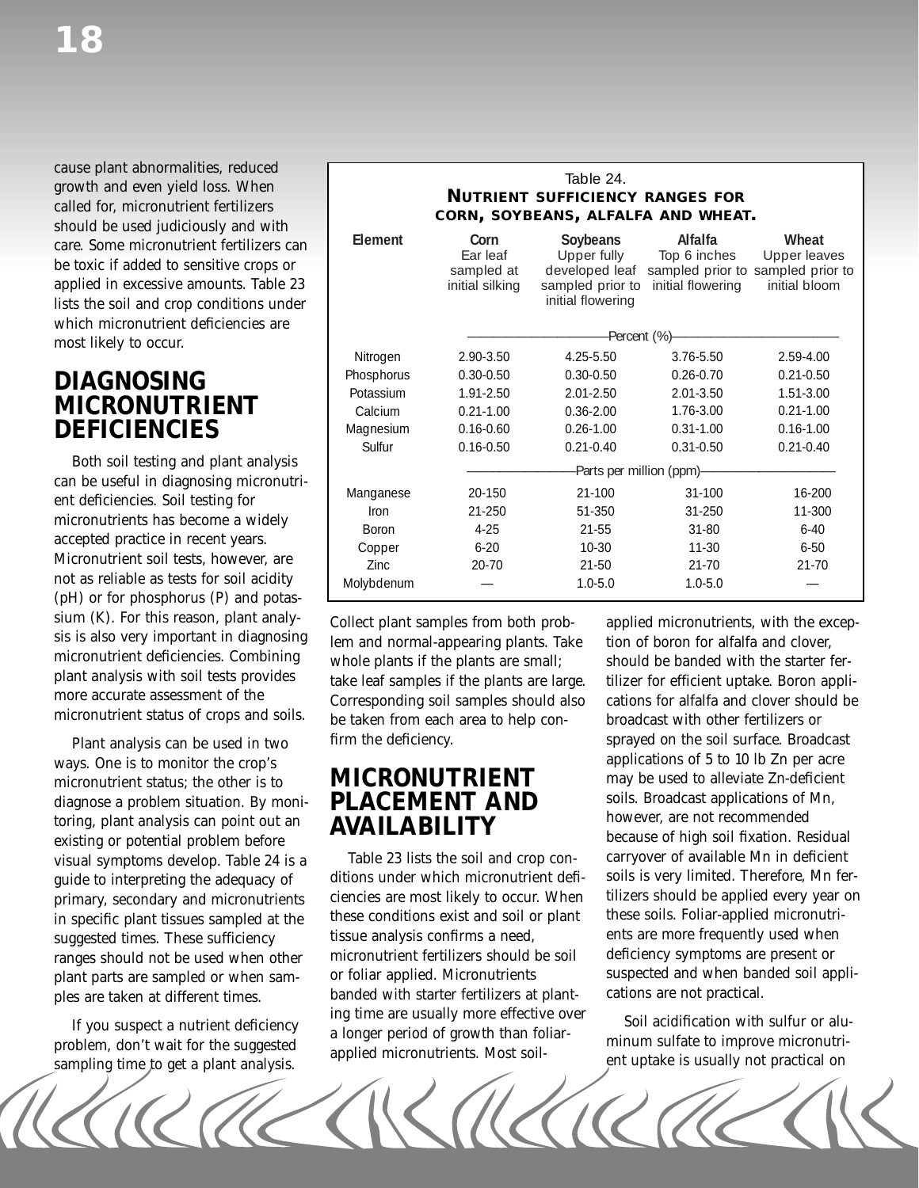cause plant abnormalities, reduced growth and even yield loss. When called for, micronutrient fertilizers should be used judiciously and with care. Some micronutrient fertilizers can be toxic if added to sensitive crops or applied in excessive amounts. Table 23 lists the soil and crop conditions under which micronutrient deficiencies are most likely to occur.

## DIAGNOSING MICRONUTRIENT DEFICIENCIES

Both soil testing and plant analysis can be useful in diagnosing micronutrient deficiencies. Soil testing for micronutrients has become a widely accepted practice in recent years. Micronutrient soil tests, however, are not as reliable as tests for soil acidity (pH) or for phosphorus (P) and potassium (K). For this reason, plant analysis is also very important in diagnosing micronutrient deficiencies. Combining plant analysis with soil tests provides more accurate assessment of the micronutrient status of crops and soils.

Plant analysis can be used in two ways. One is to monitor the crop's micronutrient status; the other is to diagnose a problem situation. By monitoring, plant analysis can point out an existing or potential problem before visual symptoms develop. Table 24 is a guide to interpreting the adequacy of primary, secondary and micronutrients in specific plant tissues sampled at the suggested times. These sufficiency ranges should not be used when other plant parts are sampled or when samples are taken at different times.

If you suspect a nutrient deficiency problem, don't wait for the suggested sampling time to get a plant analysis.

Table 24.
**NUTRIENT SUFFICIENCY RANGES FOR CORN, SOYBEANS, ALFALFA AND WHEAT.**

| Element | Corn Ear leaf sampled at initial silking | Soybeans Upper fully developed leaf sampled prior to initial flowering | Alfalfa Top 6 inches sampled prior to initial flowering | Wheat Upper leaves sampled prior to initial bloom |
|---|---|---|---|---|
| | Percent (%) | | | |
| Nitrogen | 2.90-3.50 | 4.25-5.50 | 3.76-5.50 | 2.59-4.00 |
| Phosphorus | 0.30-0.50 | 0.30-0.50 | 0.26-0.70 | 0.21-0.50 |
| Potassium | 1.91-2.50 | 2.01-2.50 | 2.01-3.50 | 1.51-3.00 |
| Calcium | 0.21-1.00 | 0.36-2.00 | 1.76-3.00 | 0.21-1.00 |
| Magnesium | 0.16-0.60 | 0.26-1.00 | 0.31-1.00 | 0.16-1.00 |
| Sulfur | 0.16-0.50 | 0.21-0.40 | 0.31-0.50 | 0.21-0.40 |
| | Parts per million (ppm) | | | |
| Manganese | 20-150 | 21-100 | 31-100 | 16-200 |
| Iron | 21-250 | 51-350 | 31-250 | 11-300 |
| Boron | 4-25 | 21-55 | 31-80 | 6-40 |
| Copper | 6-20 | 10-30 | 11-30 | 6-50 |
| Zinc | 20-70 | 21-50 | 21-70 | 21-70 |
| Molybdenum | — | 1.0-5.0 | 1.0-5.0 | — |

Collect plant samples from both problem and normal-appearing plants. Take whole plants if the plants are small; take leaf samples if the plants are large. Corresponding soil samples should also be taken from each area to help confirm the deficiency.

## MICRONUTRIENT PLACEMENT AND AVAILABILITY

Table 23 lists the soil and crop conditions under which micronutrient deficiencies are most likely to occur. When these conditions exist and soil or plant tissue analysis confirms a need, micronutrient fertilizers should be soil or foliar applied. Micronutrients banded with starter fertilizers at planting time are usually more effective over a longer period of growth than foliar-applied micronutrients. Most soil-applied micronutrients, with the exception of boron for alfalfa and clover, should be banded with the starter fertilizer for efficient uptake. Boron applications for alfalfa and clover should be broadcast with other fertilizers or sprayed on the soil surface. Broadcast applications of 5 to 10 lb Zn per acre may be used to alleviate Zn-deficient soils. Broadcast applications of Mn, however, are not recommended because of high soil fixation. Residual carryover of available Mn in deficient soils is very limited. Therefore, Mn fertilizers should be applied every year on these soils. Foliar-applied micronutrients are more frequently used when deficiency symptoms are present or suspected and when banded soil applications are not practical.

Soil acidification with sulfur or aluminum sulfate to improve micronutrient uptake is usually not practical on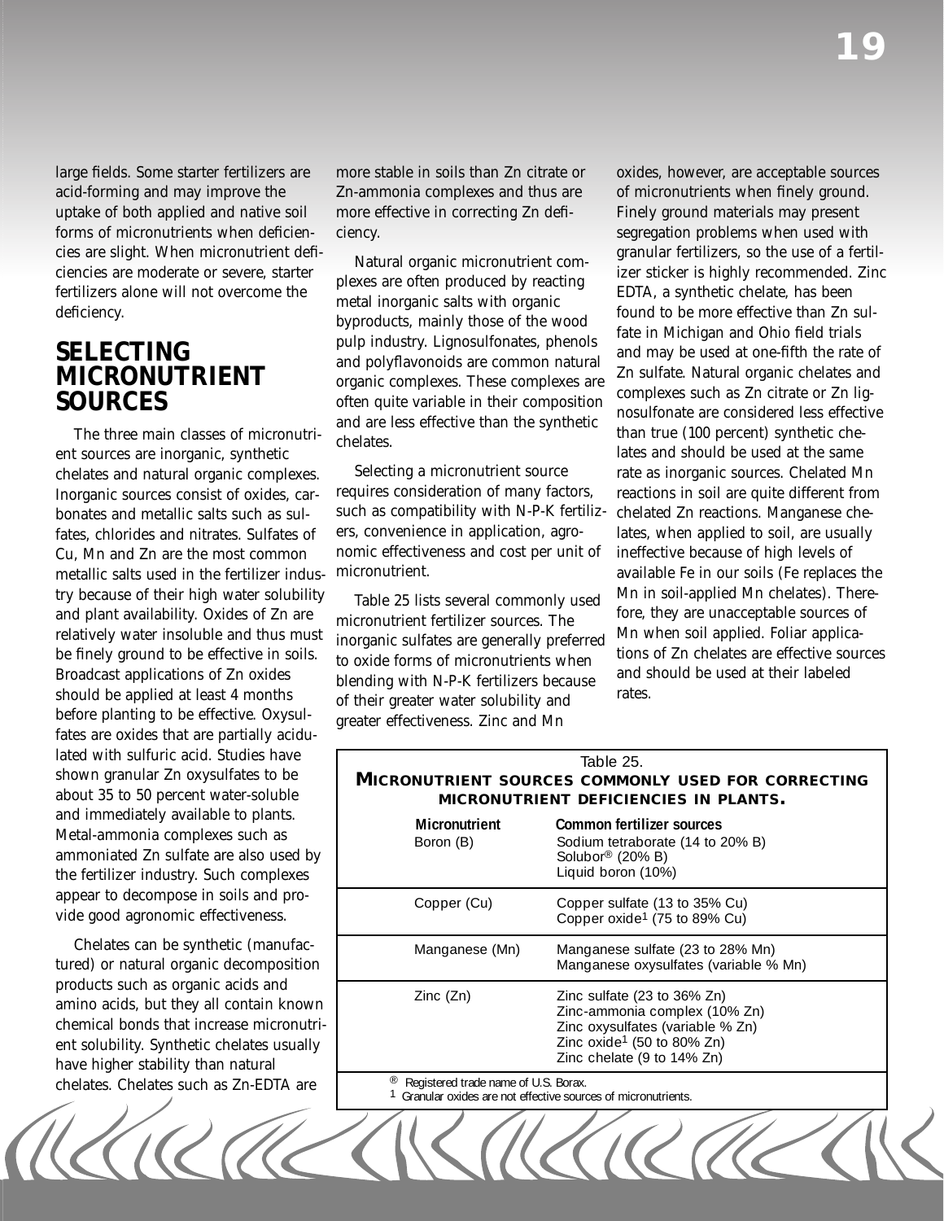large fields. Some starter fertilizers are acid-forming and may improve the uptake of both applied and native soil forms of micronutrients when deficiencies are slight. When micronutrient deficiencies are moderate or severe, starter fertilizers alone will not overcome the deficiency.

## SELECTING MICRONUTRIENT SOURCES

The three main classes of micronutrient sources are inorganic, synthetic chelates and natural organic complexes. Inorganic sources consist of oxides, carbonates and metallic salts such as sulfates, chlorides and nitrates. Sulfates of Cu, Mn and Zn are the most common metallic salts used in the fertilizer industry because of their high water solubility and plant availability. Oxides of Zn are relatively water insoluble and thus must be finely ground to be effective in soils. Broadcast applications of Zn oxides should be applied at least 4 months before planting to be effective. Oxysulfates are oxides that are partially acidulated with sulfuric acid. Studies have shown granular Zn oxysulfates to be about 35 to 50 percent water-soluble and immediately available to plants. Metal-ammonia complexes such as ammoniated Zn sulfate are also used by the fertilizer industry. Such complexes appear to decompose in soils and provide good agronomic effectiveness.

Chelates can be synthetic (manufactured) or natural organic decomposition products such as organic acids and amino acids, but they all contain known chemical bonds that increase micronutrient solubility. Synthetic chelates usually have higher stability than natural chelates. Chelates such as Zn-EDTA are more stable in soils than Zn citrate or Zn-ammonia complexes and thus are more effective in correcting Zn deficiency.

Natural organic micronutrient complexes are often produced by reacting metal inorganic salts with organic byproducts, mainly those of the wood pulp industry. Lignosulfonates, phenols and polyflavonoids are common natural organic complexes. These complexes are often quite variable in their composition and are less effective than the synthetic chelates.

Selecting a micronutrient source requires consideration of many factors, such as compatibility with N-P-K fertilizers, convenience in application, agronomic effectiveness and cost per unit of micronutrient.

Table 25 lists several commonly used micronutrient fertilizer sources. The inorganic sulfates are generally preferred to oxide forms of micronutrients when blending with N-P-K fertilizers because of their greater water solubility and greater effectiveness. Zinc and Mn oxides, however, are acceptable sources of micronutrients when finely ground. Finely ground materials may present segregation problems when used with granular fertilizers, so the use of a fertilizer sticker is highly recommended. Zinc EDTA, a synthetic chelate, has been found to be more effective than Zn sulfate in Michigan and Ohio field trials and may be used at one-fifth the rate of Zn sulfate. Natural organic chelates and complexes such as Zn citrate or Zn lignosulfonate are considered less effective than true (100 percent) synthetic chelates and should be used at the same rate as inorganic sources. Chelated Mn reactions in soil are quite different from chelated Zn reactions. Manganese chelates, when applied to soil, are usually ineffective because of high levels of available Fe in our soils (Fe replaces the Mn in soil-applied Mn chelates). Therefore, they are unacceptable sources of Mn when soil applied. Foliar applications of Zn chelates are effective sources and should be used at their labeled rates.

Table 25.
**MICRONUTRIENT SOURCES COMMONLY USED FOR CORRECTING MICRONUTRIENT DEFICIENCIES IN PLANTS.**

| Micronutrient | Common fertilizer sources |
|---|---|
| Boron (B) | Sodium tetraborate (14 to 20% B)<br>Solubor® (20% B)<br>Liquid boron (10%) |
| Copper (Cu) | Copper sulfate (13 to 35% Cu)<br>Copper oxide[1] (75 to 89% Cu) |
| Manganese (Mn) | Manganese sulfate (23 to 28% Mn)<br>Manganese oxysulfates (variable % Mn) |
| Zinc (Zn) | Zinc sulfate (23 to 36% Zn)<br>Zinc-ammonia complex (10% Zn)<br>Zinc oxysulfates (variable % Zn)<br>Zinc oxide[1] (50 to 80% Zn)<br>Zinc chelate (9 to 14% Zn) |

® Registered trade name of U.S. Borax.
[1] Granular oxides are not effective sources of micronutrients.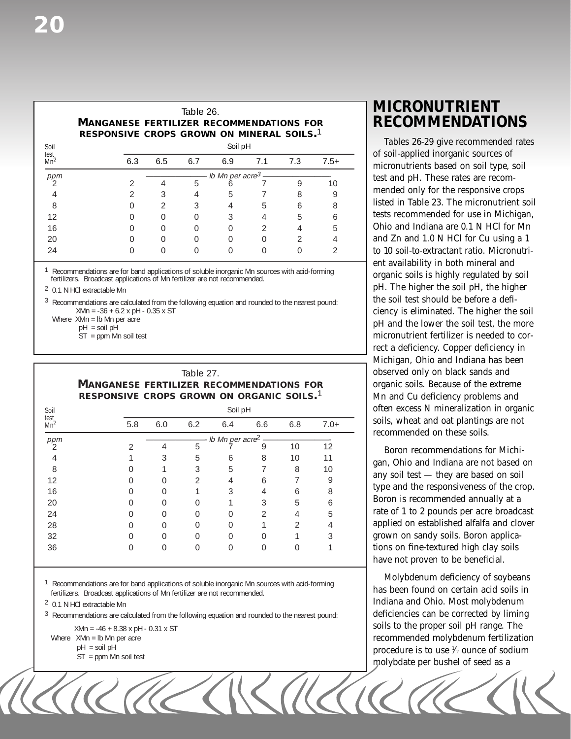Table 26.
**MANGANESE FERTILIZER RECOMMENDATIONS FOR RESPONSIVE CROPS GROWN ON MINERAL SOILS.**[1]

| Soil test $Mn^2$ | Soil pH | | | | | | |
|---|---|---|---|---|---|---|---|
| | 6.3 | 6.5 | 6.7 | 6.9 | 7.1 | 7.3 | 7.5+ |
| *ppm* | *lb Mn per acre*[3] | | | | | | |
| 2 | 2 | 4 | 5 | 6 | 7 | 9 | 10 |
| 4 | 2 | 3 | 4 | 5 | 7 | 8 | 9 |
| 8 | 0 | 2 | 3 | 4 | 5 | 6 | 8 |
| 12 | 0 | 0 | 0 | 3 | 4 | 5 | 6 |
| 16 | 0 | 0 | 0 | 0 | 2 | 4 | 5 |
| 20 | 0 | 0 | 0 | 0 | 0 | 2 | 4 |
| 24 | 0 | 0 | 0 | 0 | 0 | 0 | 2 |

[1] Recommendations are for band applications of soluble inorganic Mn sources with acid-forming fertilizers. Broadcast applications of Mn fertilizer are not recommended.

[2] 0.1 N HCl extractable Mn

[3] Recommendations are calculated from the following equation and rounded to the nearest pound:

$$XMn = -36 + 6.2 \times pH - 0.35 \times ST$$

Where XMn = lb Mn per acre
pH = soil pH
ST = ppm Mn soil test

Table 27.
**MANGANESE FERTILIZER RECOMMENDATIONS FOR RESPONSIVE CROPS GROWN ON ORGANIC SOILS.**[1]

| Soil test $Mn^2$ | Soil pH | | | | | | |
|---|---|---|---|---|---|---|---|
| | 5.8 | 6.0 | 6.2 | 6.4 | 6.6 | 6.8 | 7.0+ |
| *ppm* | *lb Mn per acre*[2] | | | | | | |
| 2 | 2 | 4 | 5 | 7 | 9 | 10 | 12 |
| 4 | 1 | 3 | 5 | 6 | 8 | 10 | 11 |
| 8 | 0 | 1 | 3 | 5 | 7 | 8 | 10 |
| 12 | 0 | 0 | 2 | 4 | 6 | 7 | 9 |
| 16 | 0 | 0 | 1 | 3 | 4 | 6 | 8 |
| 20 | 0 | 0 | 0 | 1 | 3 | 5 | 6 |
| 24 | 0 | 0 | 0 | 0 | 2 | 4 | 5 |
| 28 | 0 | 0 | 0 | 0 | 1 | 2 | 4 |
| 32 | 0 | 0 | 0 | 0 | 0 | 1 | 3 |
| 36 | 0 | 0 | 0 | 0 | 0 | 0 | 1 |

[1] Recommendations are for band applications of soluble inorganic Mn sources with acid-forming fertilizers. Broadcast applications of Mn fertilizer are not recommended.

[2] 0.1 N HCl extractable Mn

[3] Recommendations are calculated from the following equation and rounded to the nearest pound:

$$XMn = -46 + 8.38 \times pH - 0.31 \times ST$$

Where XMn = lb Mn per acre
pH = soil pH
ST = ppm Mn soil test

# MICRONUTRIENT RECOMMENDATIONS

Tables 26-29 give recommended rates of soil-applied inorganic sources of micronutrients based on soil type, soil test and pH. These rates are recommended only for the responsive crops listed in Table 23. The micronutrient soil tests recommended for use in Michigan, Ohio and Indiana are 0.1 N HCl for Mn and Zn and 1.0 N HCl for Cu using a 1 to 10 soil-to-extractant ratio. Micronutrient availability in both mineral and organic soils is highly regulated by soil pH. The higher the soil pH, the higher the soil test should be before a deficiency is eliminated. The higher the soil pH and the lower the soil test, the more micronutrient fertilizer is needed to correct a deficiency. Copper deficiency in Michigan, Ohio and Indiana has been observed only on black sands and organic soils. Because of the extreme Mn and Cu deficiency problems and often excess N mineralization in organic soils, wheat and oat plantings are not recommended on these soils.

Boron recommendations for Michigan, Ohio and Indiana are not based on any soil test — they are based on soil type and the responsiveness of the crop. Boron is recommended annually at a rate of 1 to 2 pounds per acre broadcast applied on established alfalfa and clover grown on sandy soils. Boron applications on fine-textured high clay soils have not proven to be beneficial.

Molybdenum deficiency of soybeans has been found on certain acid soils in Indiana and Ohio. Most molybdenum deficiencies can be corrected by liming soils to the proper soil pH range. The recommended molybdenum fertilization procedure is to use ½ ounce of sodium molybdate per bushel of seed as a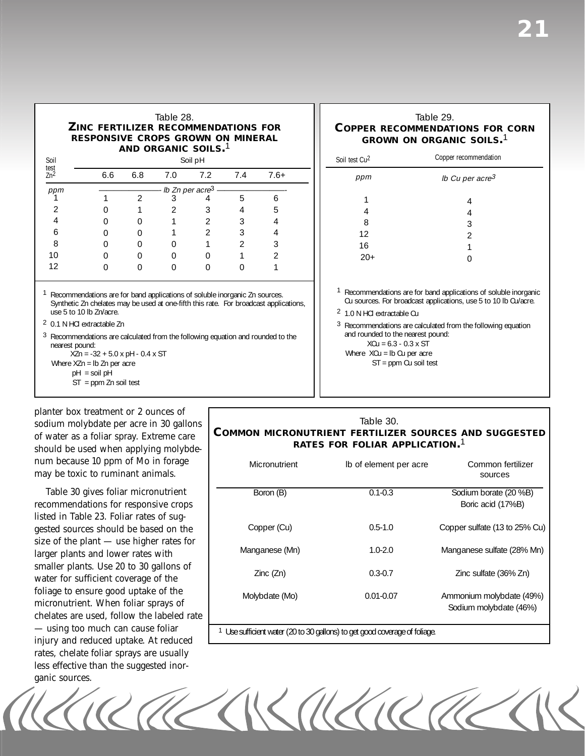Table 28.

**ZINC FERTILIZER RECOMMENDATIONS FOR RESPONSIVE CROPS GROWN ON MINERAL AND ORGANIC SOILS.**[1]

| Soil test Zn[2] | Soil pH | | | | | |
|---|---|---|---|---|---|---|
| | 6.6 | 6.8 | 7.0 | 7.2 | 7.4 | 7.6+ |
| *ppm* | *lb Zn per acre*[3] | | | | | |
| 1 | 1 | 2 | 3 | 4 | 5 | 6 |
| 2 | 0 | 1 | 2 | 3 | 4 | 5 |
| 4 | 0 | 0 | 1 | 2 | 3 | 4 |
| 6 | 0 | 0 | 1 | 2 | 3 | 4 |
| 8 | 0 | 0 | 0 | 1 | 2 | 3 |
| 10 | 0 | 0 | 0 | 0 | 1 | 2 |
| 12 | 0 | 0 | 0 | 0 | 0 | 1 |

[1] Recommendations are for band applications of soluble inorganic Zn sources. Synthetic Zn chelates may be used at one-fifth this rate. For broadcast applications, use 5 to 10 lb Zn/acre.

[2] 0.1 N HCl extractable Zn

[3] Recommendations are calculated from the following equation and rounded to the nearest pound:

$XZn = -32 + 5.0 \times pH - 0.4 \times ST$

Where XZn = lb Zn per acre
pH = soil pH
ST = ppm Zn soil test

Table 29.

**COPPER RECOMMENDATIONS FOR CORN GROWN ON ORGANIC SOILS.**[1]

| Soil test Cu[2] | Copper recommendation |
|---|---|
| *ppm* | *lb Cu per acre*[3] |
| 1 | 4 |
| 4 | 4 |
| 8 | 3 |
| 12 | 2 |
| 16 | 1 |
| 20+ | 0 |

[1] Recommendations are for band applications of soluble inorganic Cu sources. For broadcast applications, use 5 to 10 lb Cu/acre.

[2] 1.0 N HCl extractable Cu

[3] Recommendations are calculated from the following equation and rounded to the nearest pound:

$XCu = 6.3 - 0.3 \times ST$

Where XCu = lb Cu per acre
ST = ppm Cu soil test

planter box treatment or 2 ounces of sodium molybdate per acre in 30 gallons of water as a foliar spray. Extreme care should be used when applying molybdenum because 10 ppm of Mo in forage may be toxic to ruminant animals.

Table 30 gives foliar micronutrient recommendations for responsive crops listed in Table 23. Foliar rates of suggested sources should be based on the size of the plant — use higher rates for larger plants and lower rates with smaller plants. Use 20 to 30 gallons of water for sufficient coverage of the foliage to ensure good uptake of the micronutrient. When foliar sprays of chelates are used, follow the labeled rate — using too much can cause foliar injury and reduced uptake. At reduced rates, chelate foliar sprays are usually less effective than the suggested inorganic sources.

Table 30.

**COMMON MICRONUTRIENT FERTILIZER SOURCES AND SUGGESTED RATES FOR FOLIAR APPLICATION.**[1]

| Micronutrient | lb of element per acre | Common fertilizer sources |
|---|---|---|
| Boron (B) | 0.1-0.3 | Sodium borate (20 %B)<br>Boric acid (17%B) |
| Copper (Cu) | 0.5-1.0 | Copper sulfate (13 to 25% Cu) |
| Manganese (Mn) | 1.0-2.0 | Manganese sulfate (28% Mn) |
| Zinc (Zn) | 0.3-0.7 | Zinc sulfate (36% Zn) |
| Molybdate (Mo) | 0.01-0.07 | Ammonium molybdate (49%)<br>Sodium molybdate (46%) |

[1] Use sufficient water (20 to 30 gallons) to get good coverage of foliage.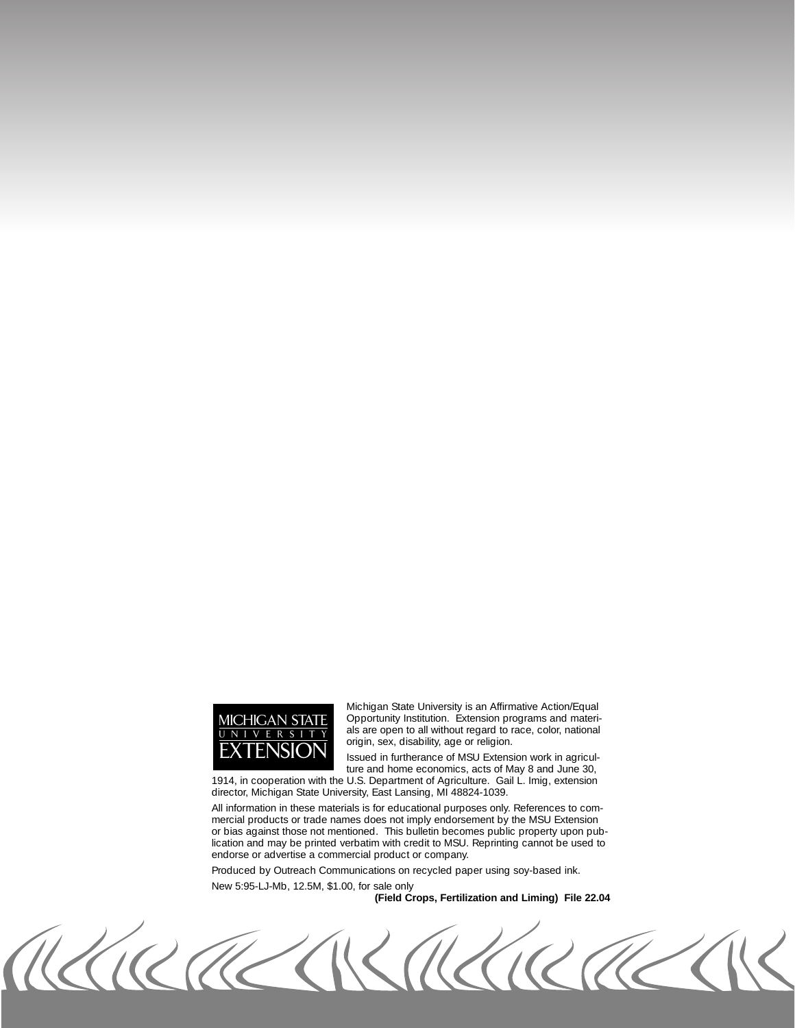MICHIGAN STATE UNIVERSITY EXTENSION

Michigan State University is an Affirmative Action/Equal Opportunity Institution. Extension programs and materials are open to all without regard to race, color, national origin, sex, disability, age or religion.

Issued in furtherance of MSU Extension work in agriculture and home economics, acts of May 8 and June 30, 1914, in cooperation with the U.S. Department of Agriculture. Gail L. Imig, extension director, Michigan State University, East Lansing, MI 48824-1039.

All information in these materials is for educational purposes only. References to commercial products or trade names does not imply endorsement by the MSU Extension or bias against those not mentioned. This bulletin becomes public property upon publication and may be printed verbatim with credit to MSU. Reprinting cannot be used to endorse or advertise a commercial product or company.

Produced by Outreach Communications on recycled paper using soy-based ink.

New 5:95-LJ-Mb, 12.5M, $1.00, for sale only

**(Field Crops, Fertilization and Liming) File 22.04**